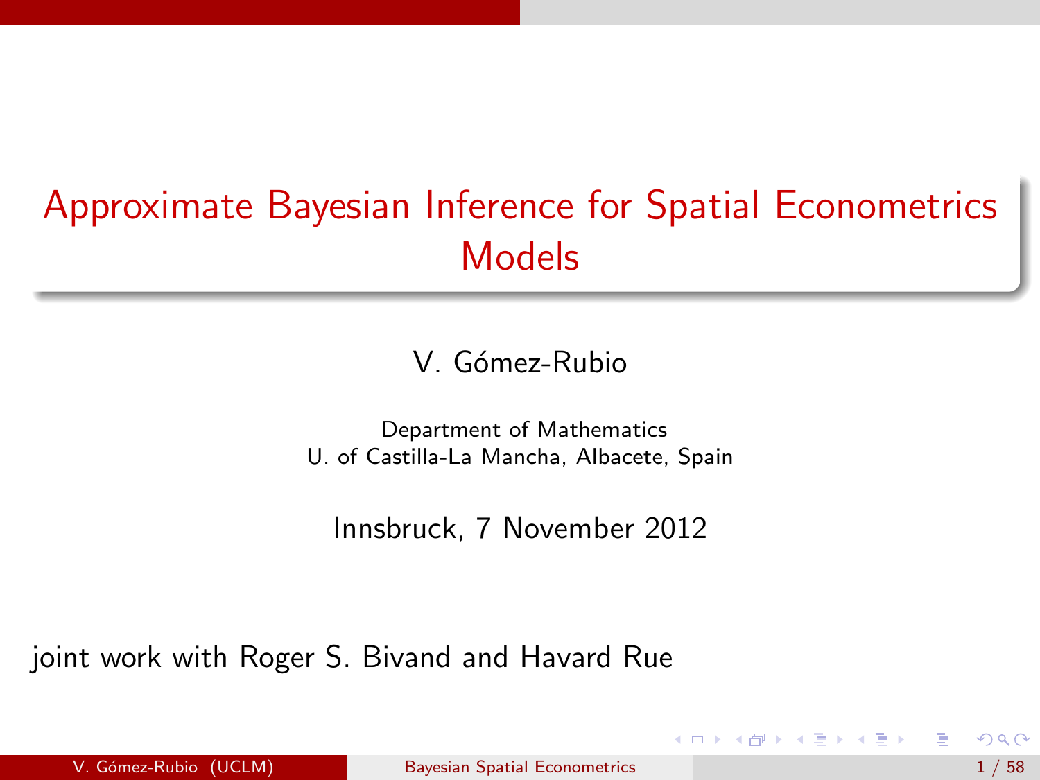# Approximate Bayesian Inference for Spatial Econometrics Models

V. Gómez-Rubio

Department of Mathematics
U. of Castilla-La Mancha, Albacete, Spain

Innsbruck, 7 November 2012

joint work with Roger S. Bivand and Havard Rue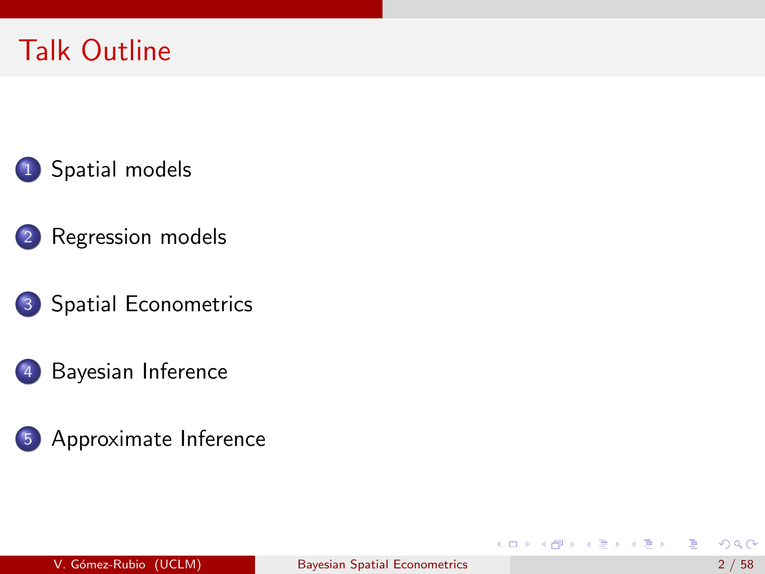# Talk Outline

1. Spatial models
2. Regression models
3. Spatial Econometrics
4. Bayesian Inference
5. Approximate Inference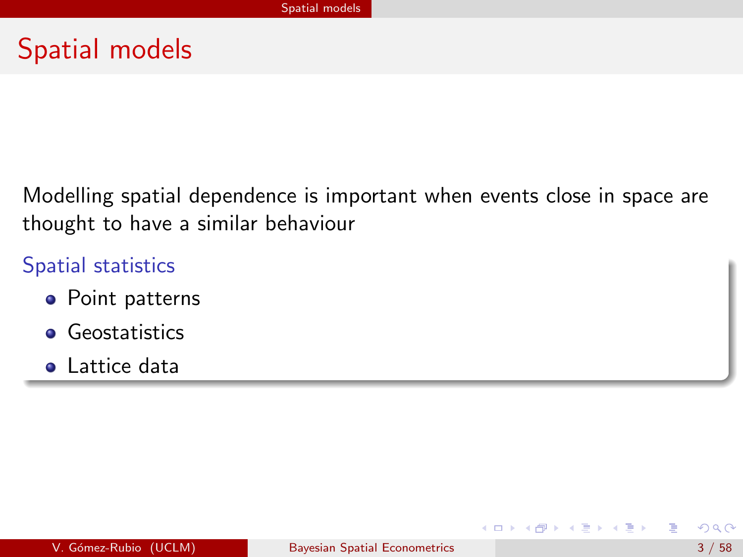# Spatial models

Modelling spatial dependence is important when events close in space are thought to have a similar behaviour

### Spatial statistics

- Point patterns
- Geostatistics
- Lattice data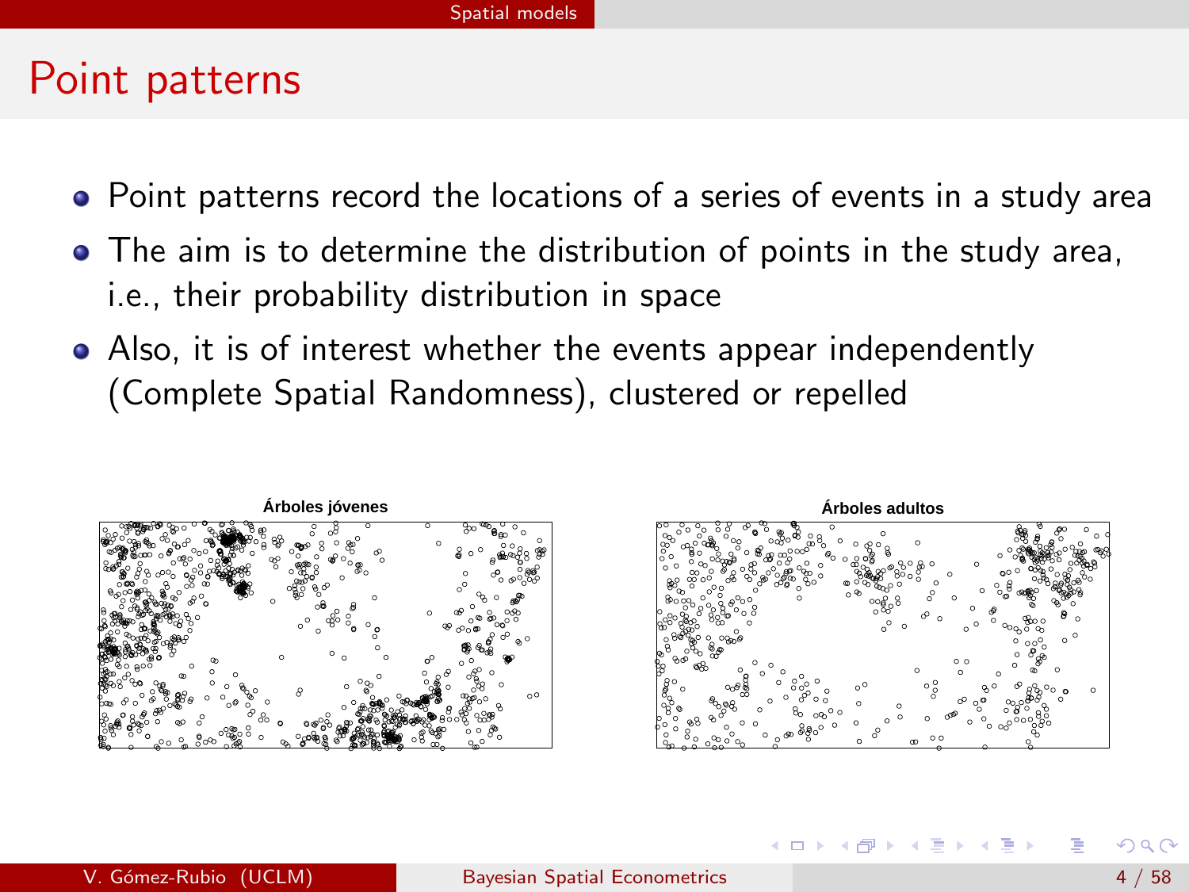# Point patterns

- Point patterns record the locations of a series of events in a study area
- The aim is to determine the distribution of points in the study area, i.e., their probability distribution in space
- Also, it is of interest whether the events appear independently (Complete Spatial Randomness), clustered or repelled

Árboles jóvenes

Árboles adultos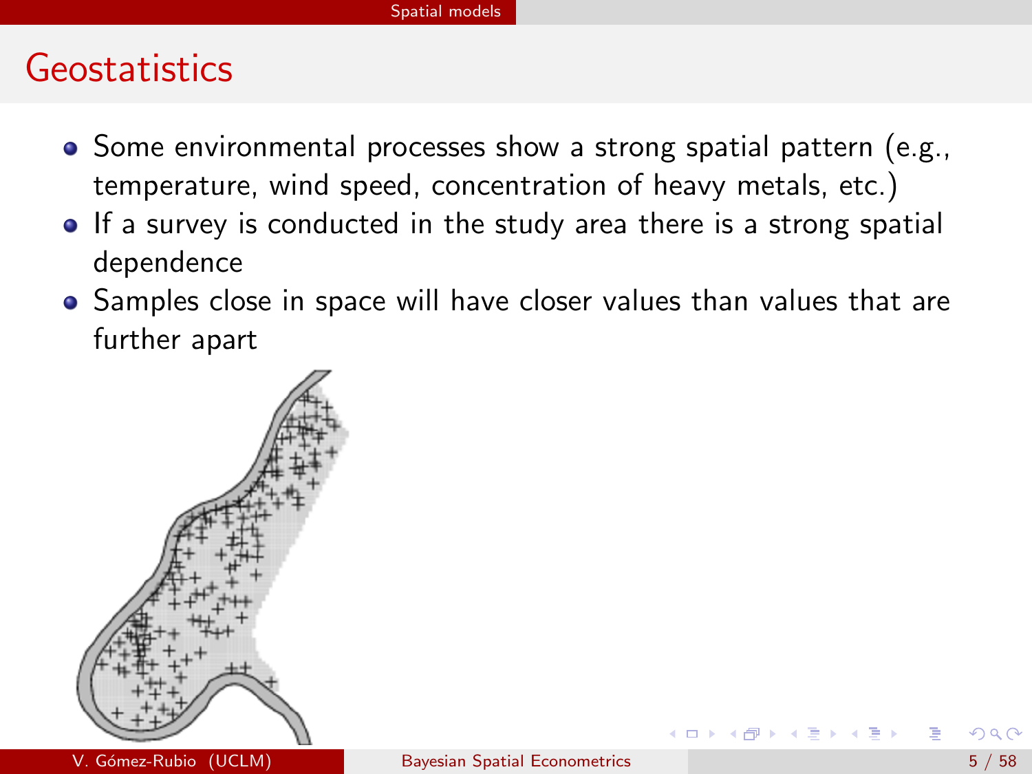## Geostatistics

- Some environmental processes show a strong spatial pattern (e.g., temperature, wind speed, concentration of heavy metals, etc.)
- If a survey is conducted in the study area there is a strong spatial dependence
- Samples close in space will have closer values than values that are further apart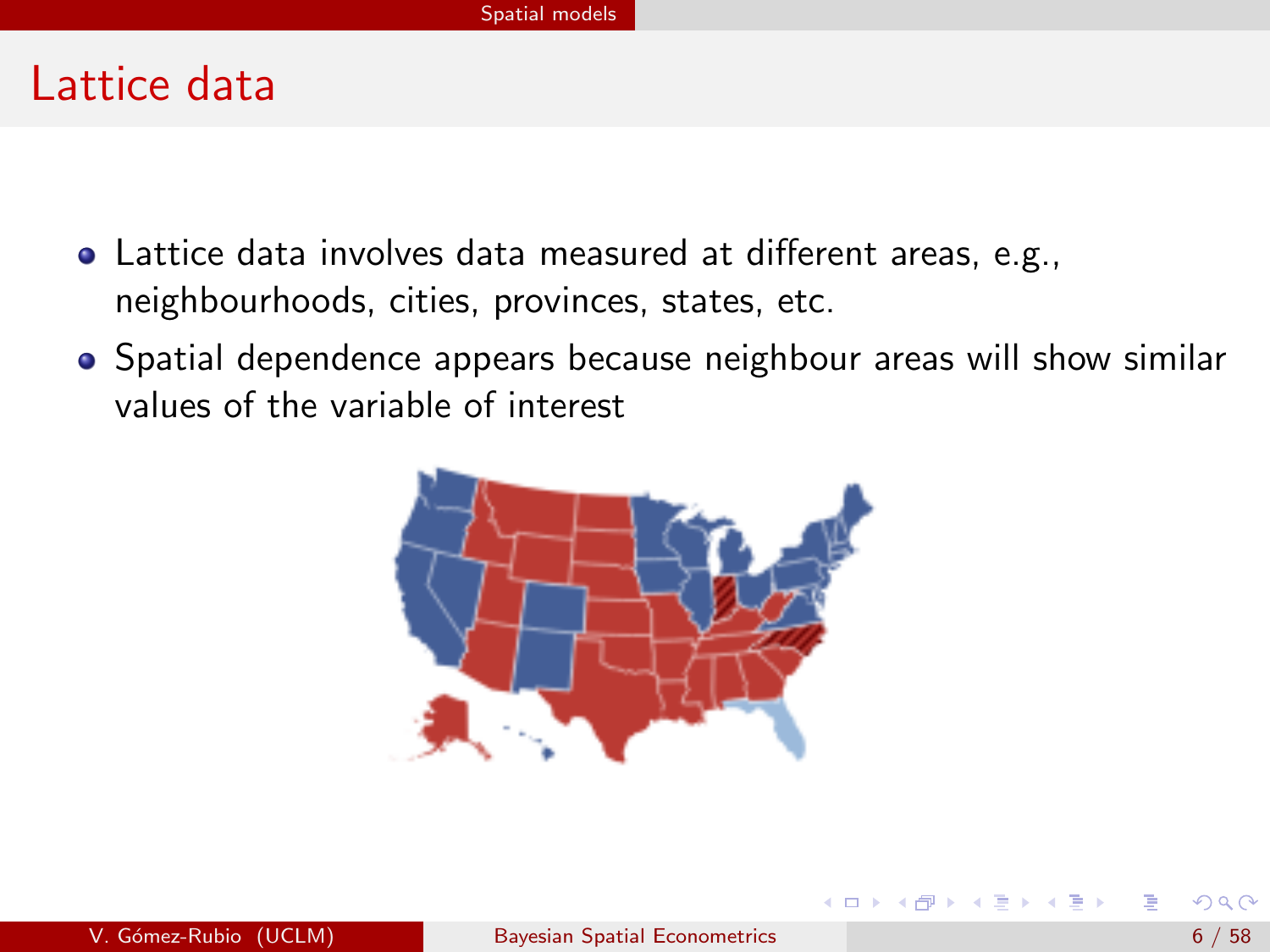# Lattice data

- Lattice data involves data measured at different areas, e.g., neighbourhoods, cities, provinces, states, etc.
- Spatial dependence appears because neighbour areas will show similar values of the variable of interest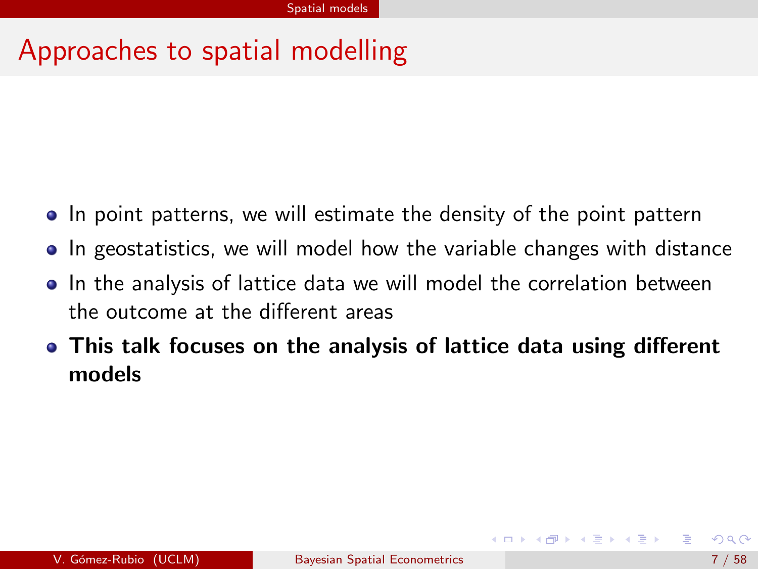# Approaches to spatial modelling

- In point patterns, we will estimate the density of the point pattern
- In geostatistics, we will model how the variable changes with distance
- In the analysis of lattice data we will model the correlation between the outcome at the different areas
- **This talk focuses on the analysis of lattice data using different models**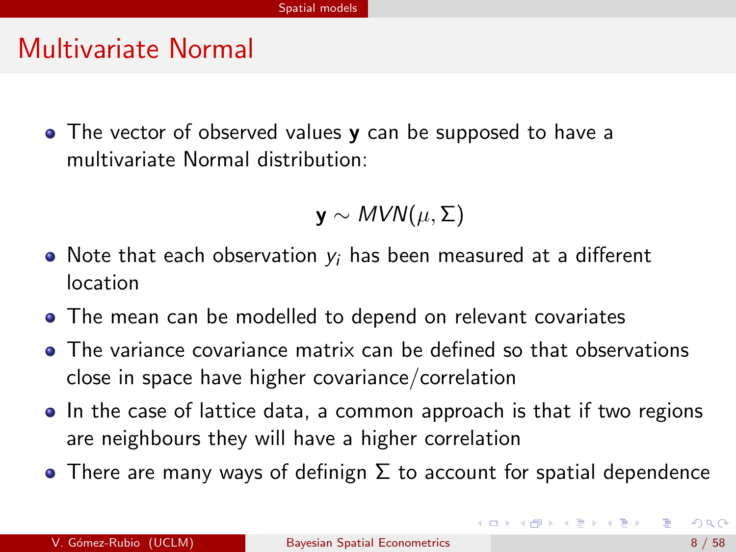# Multivariate Normal

- The vector of observed values $\mathbf{y}$ can be supposed to have a multivariate Normal distribution:

$$\mathbf{y} \sim MVN(\mu, \Sigma)$$

- Note that each observation $y_i$ has been measured at a different location
- The mean can be modelled to depend on relevant covariates
- The variance covariance matrix can be defined so that observations close in space have higher covariance/correlation
- In the case of lattice data, a common approach is that if two regions are neighbours they will have a higher correlation
- There are many ways of definign $\Sigma$ to account for spatial dependence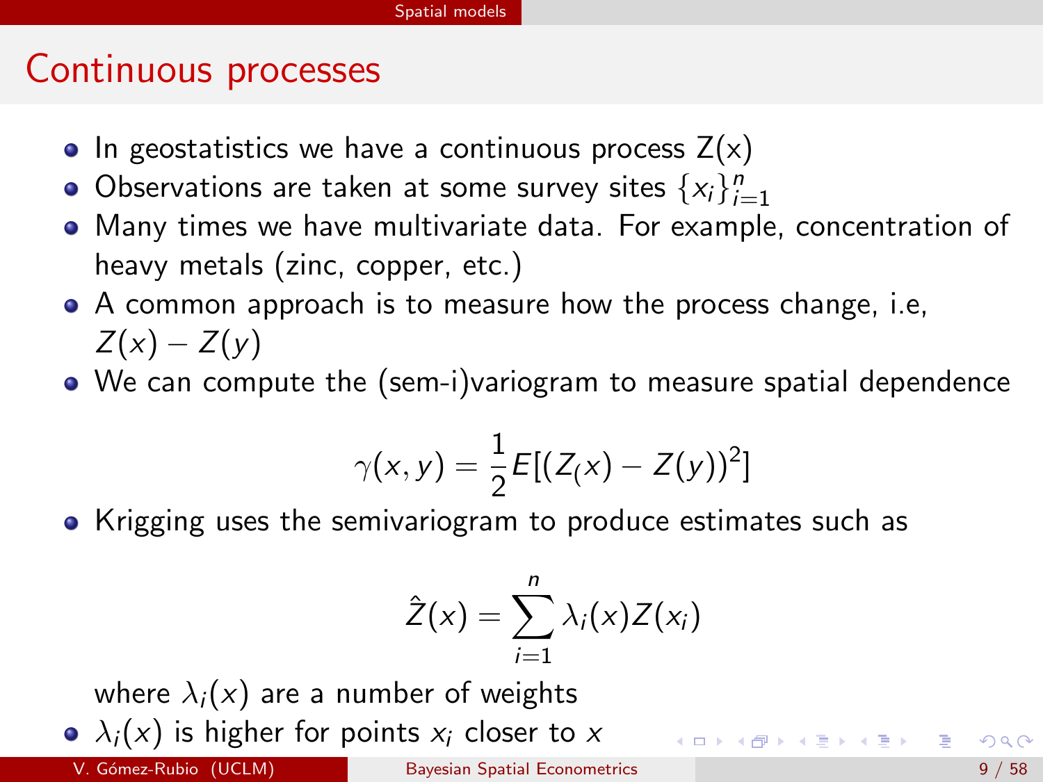## Continuous processes

- In geostatistics we have a continuous process Z(x)
- Observations are taken at some survey sites $\{x_i\}_{i=1}^n$
- Many times we have multivariate data. For example, concentration of heavy metals (zinc, copper, etc.)
- A common approach is to measure how the process change, i.e, $Z(x) - Z(y)$
- We can compute the (sem-i)variogram to measure spatial dependence

$$\gamma(x, y) = \frac{1}{2} E[(Z_(x) - Z(y))^2]$$

- Krigging uses the semivariogram to produce estimates such as

$$\hat{Z}(x) = \sum_{i=1}^{n} \lambda_i(x) Z(x_i)$$

  where $\lambda_i(x)$ are a number of weights
- $\lambda_i(x)$ is higher for points $x_i$ closer to $x$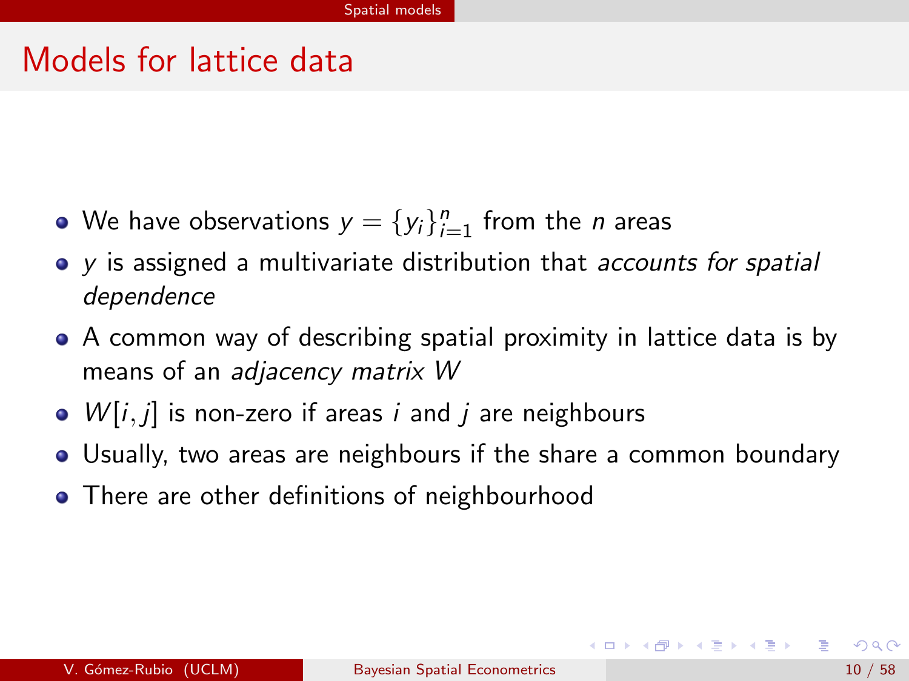# Models for lattice data

- We have observations $y = \{y_i\}_{i=1}^n$ from the $n$ areas
- $y$ is assigned a multivariate distribution that *accounts for spatial dependence*
- A common way of describing spatial proximity in lattice data is by means of an *adjacency matrix* $W$
- $W[i, j]$ is non-zero if areas $i$ and $j$ are neighbours
- Usually, two areas are neighbours if the share a common boundary
- There are other definitions of neighbourhood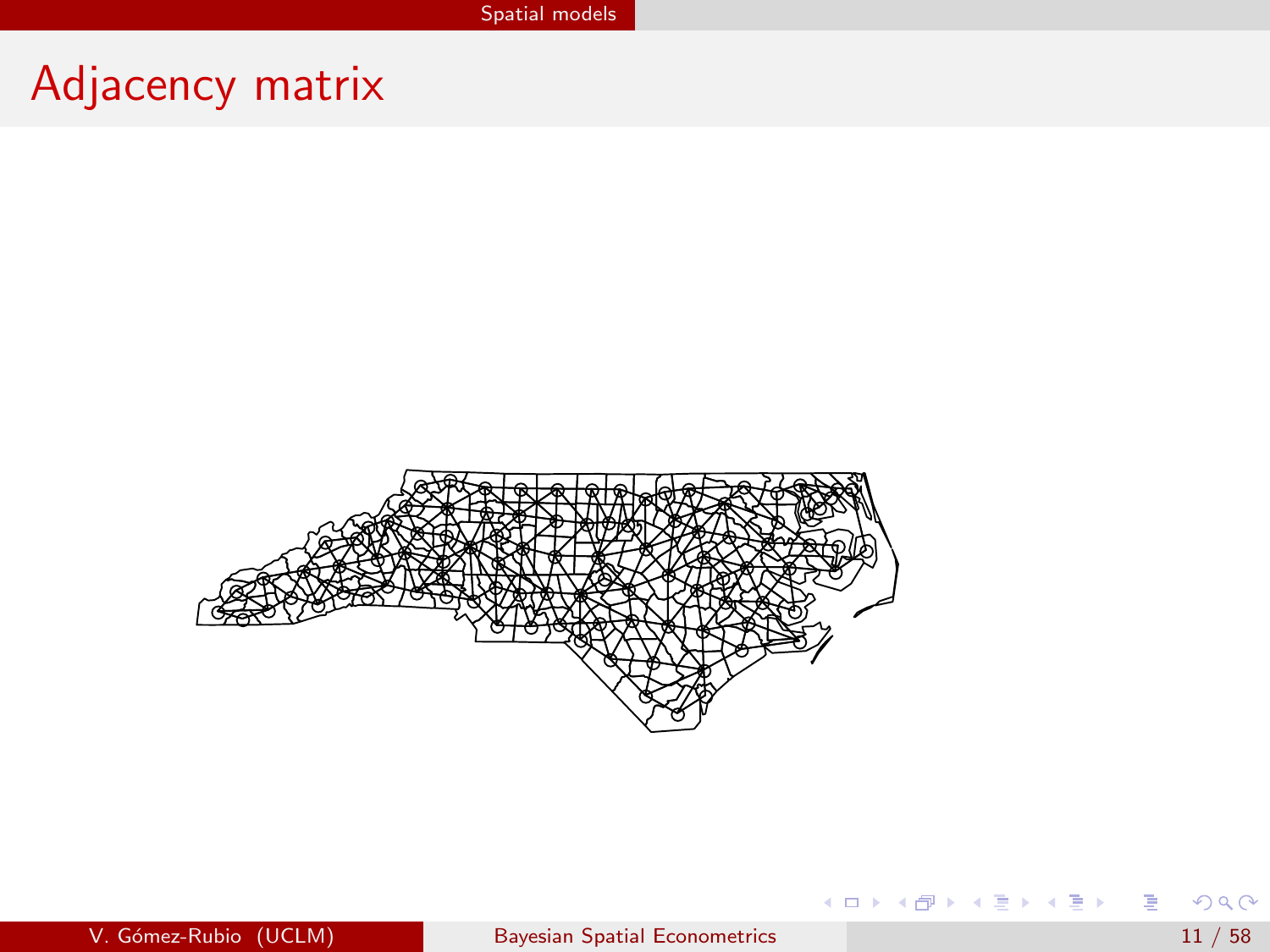# Adjacency matrix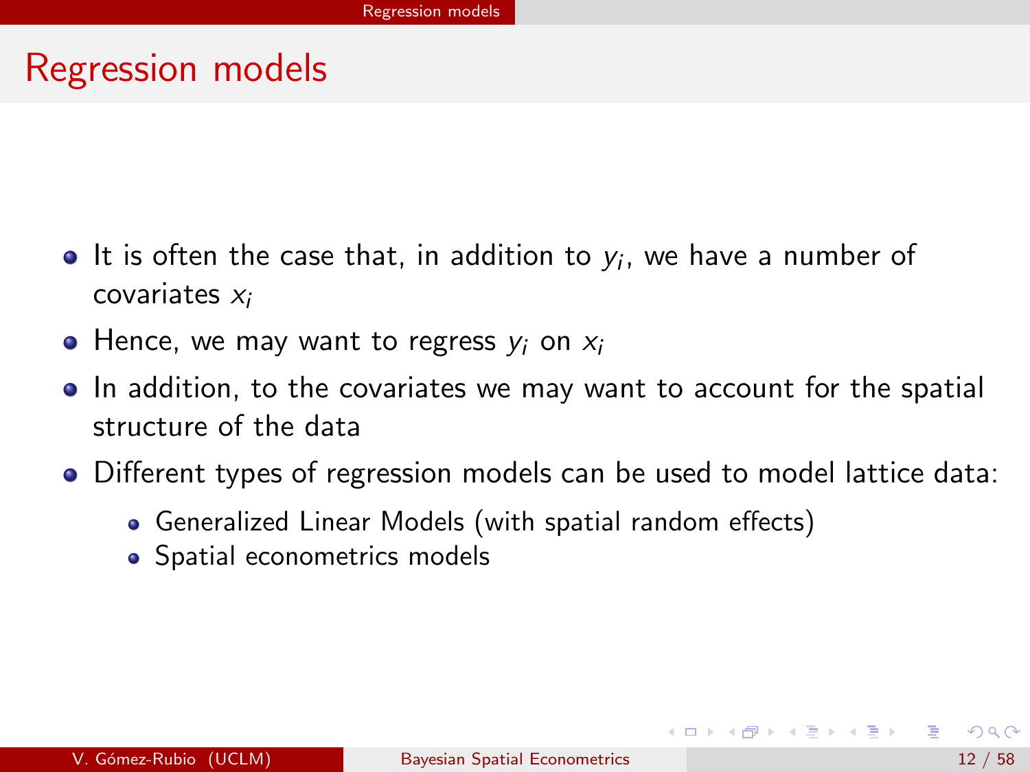# Regression models

- It is often the case that, in addition to $y_i$, we have a number of covariates $x_i$
- Hence, we may want to regress $y_i$ on $x_i$
- In addition, to the covariates we may want to account for the spatial structure of the data
- Different types of regression models can be used to model lattice data:
  - Generalized Linear Models (with spatial random effects)
  - Spatial econometrics models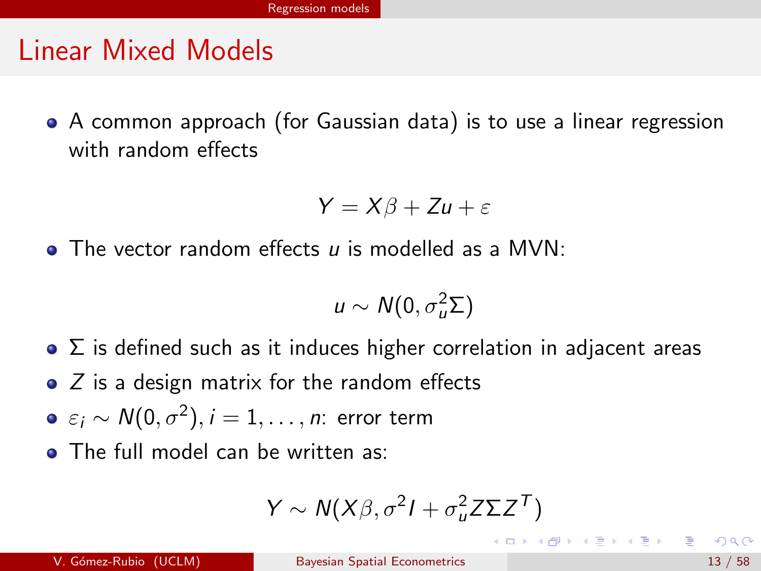# Linear Mixed Models

- A common approach (for Gaussian data) is to use a linear regression with random effects

$$Y = X\beta + Zu + \varepsilon$$

- The vector random effects $u$ is modelled as a MVN:

$$u \sim N(0, \sigma_u^2 \Sigma)$$

- $\Sigma$ is defined such as it induces higher correlation in adjacent areas
- $Z$ is a design matrix for the random effects
- $\varepsilon_i \sim N(0, \sigma^2), i = 1, \ldots, n$: error term
- The full model can be written as:

$$Y \sim N(X\beta, \sigma^2 I + \sigma_u^2 Z \Sigma Z^T)$$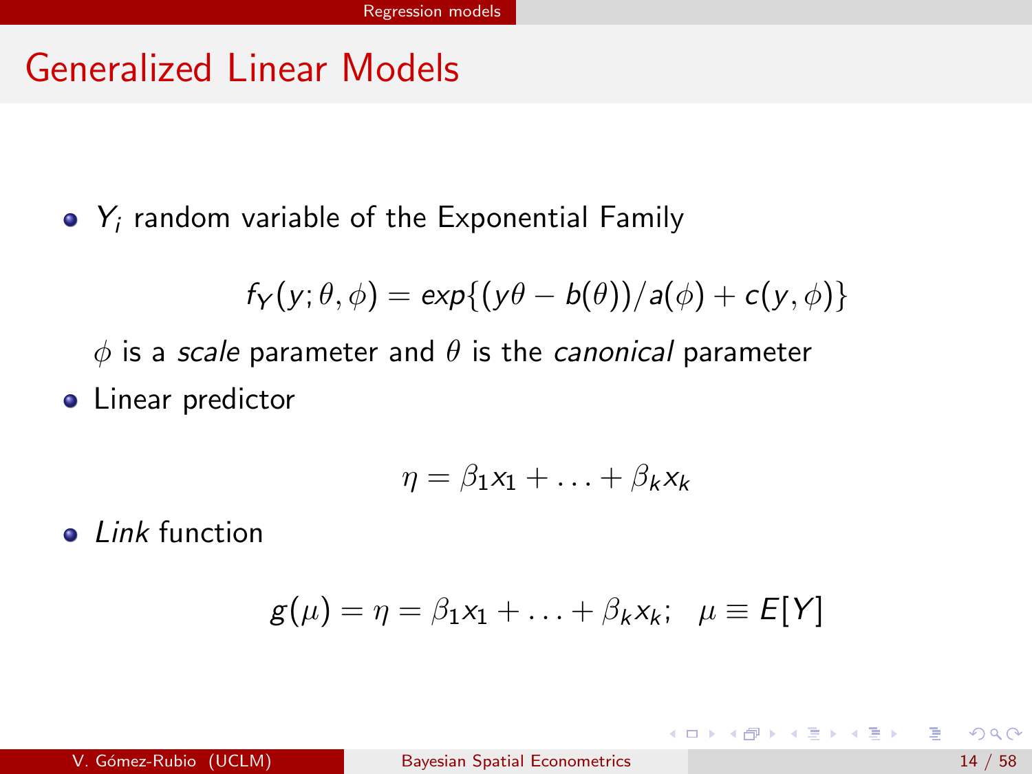# Generalized Linear Models

- $Y_i$ random variable of the Exponential Family

$$f_Y(y; \theta, \phi) = exp\{(y\theta - b(\theta))/a(\phi) + c(y, \phi)\}$$

  $\phi$ is a *scale* parameter and $\theta$ is the *canonical* parameter

- Linear predictor

$$\eta = \beta_1 x_1 + \ldots + \beta_k x_k$$

- *Link* function

$$g(\mu) = \eta = \beta_1 x_1 + \ldots + \beta_k x_k; \quad \mu \equiv E[Y]$$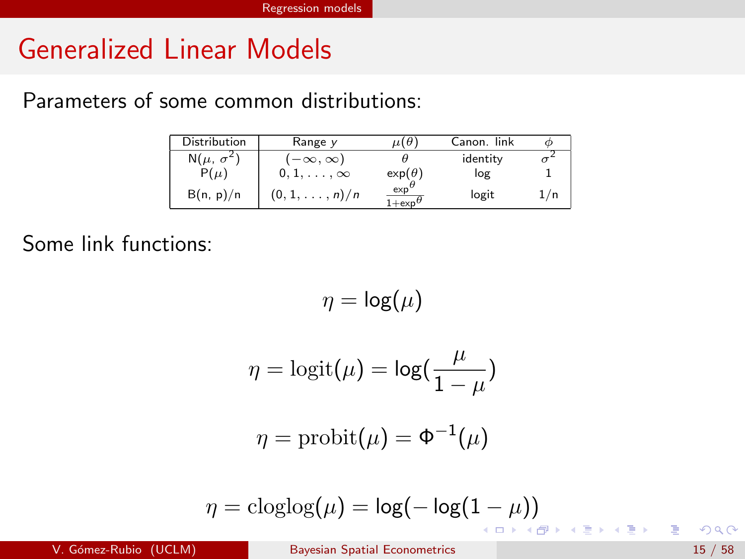# Generalized Linear Models

Parameters of some common distributions:

| Distribution | Range $y$ | $\mu(\theta)$ | Canon. link | $\phi$ |
|---|---|---|---|---|
| $N(\mu, \sigma^2)$ | $(-\infty, \infty)$ | $\theta$ | identity | $\sigma^2$ |
| $P(\mu)$ | $0, 1, \ldots, \infty$ | $\exp(\theta)$ | log | 1 |
| $B(n, p)/n$ | $(0, 1, \ldots, n)/n$ | $\frac{\exp^\theta}{1+\exp^\theta}$ | logit | 1/n |

Some link functions:

$$\eta = \log(\mu)$$

$$\eta = \mathrm{logit}(\mu) = \log(\frac{\mu}{1-\mu})$$

$$\eta = \mathrm{probit}(\mu) = \Phi^{-1}(\mu)$$

$$\eta = \mathrm{cloglog}(\mu) = \log(-\log(1-\mu))$$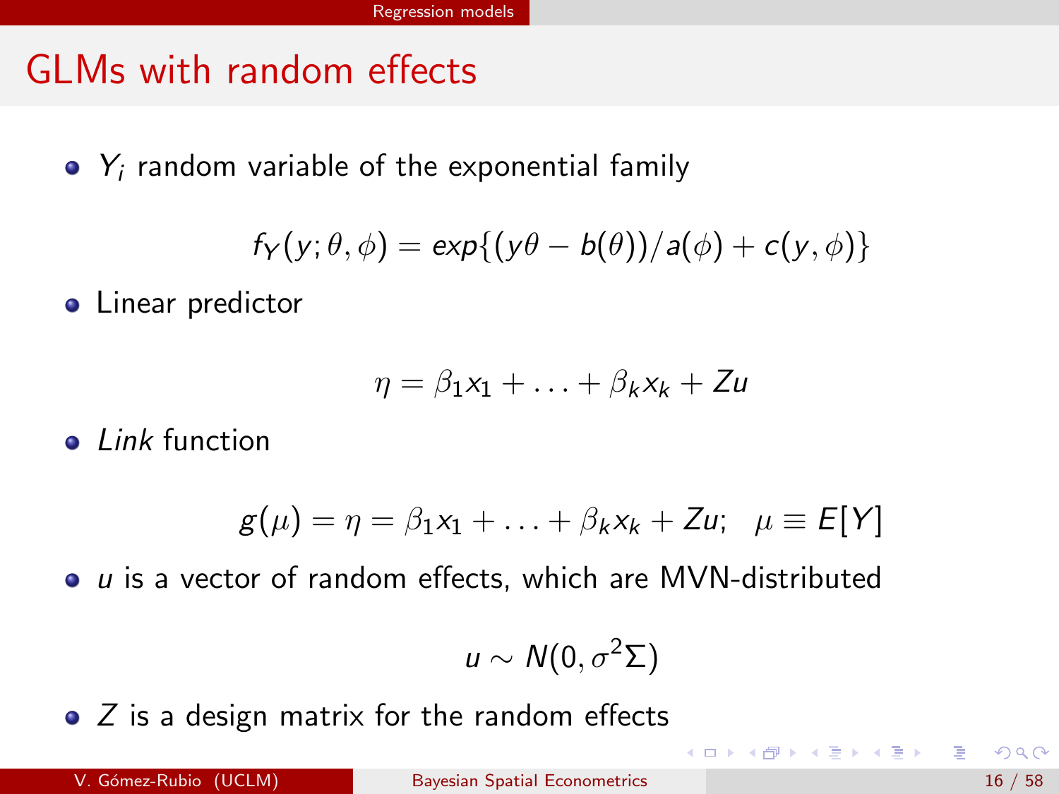# GLMs with random effects

- $Y_i$ random variable of the exponential family

$$f_Y(y; \theta, \phi) = exp\{(y\theta - b(\theta))/a(\phi) + c(y, \phi)\}$$

- Linear predictor

$$\eta = \beta_1 x_1 + \ldots + \beta_k x_k + Zu$$

- *Link* function

$$g(\mu) = \eta = \beta_1 x_1 + \ldots + \beta_k x_k + Zu; \quad \mu \equiv E[Y]$$

- $u$ is a vector of random effects, which are MVN-distributed

$$u \sim N(0, \sigma^2 \Sigma)$$

- $Z$ is a design matrix for the random effects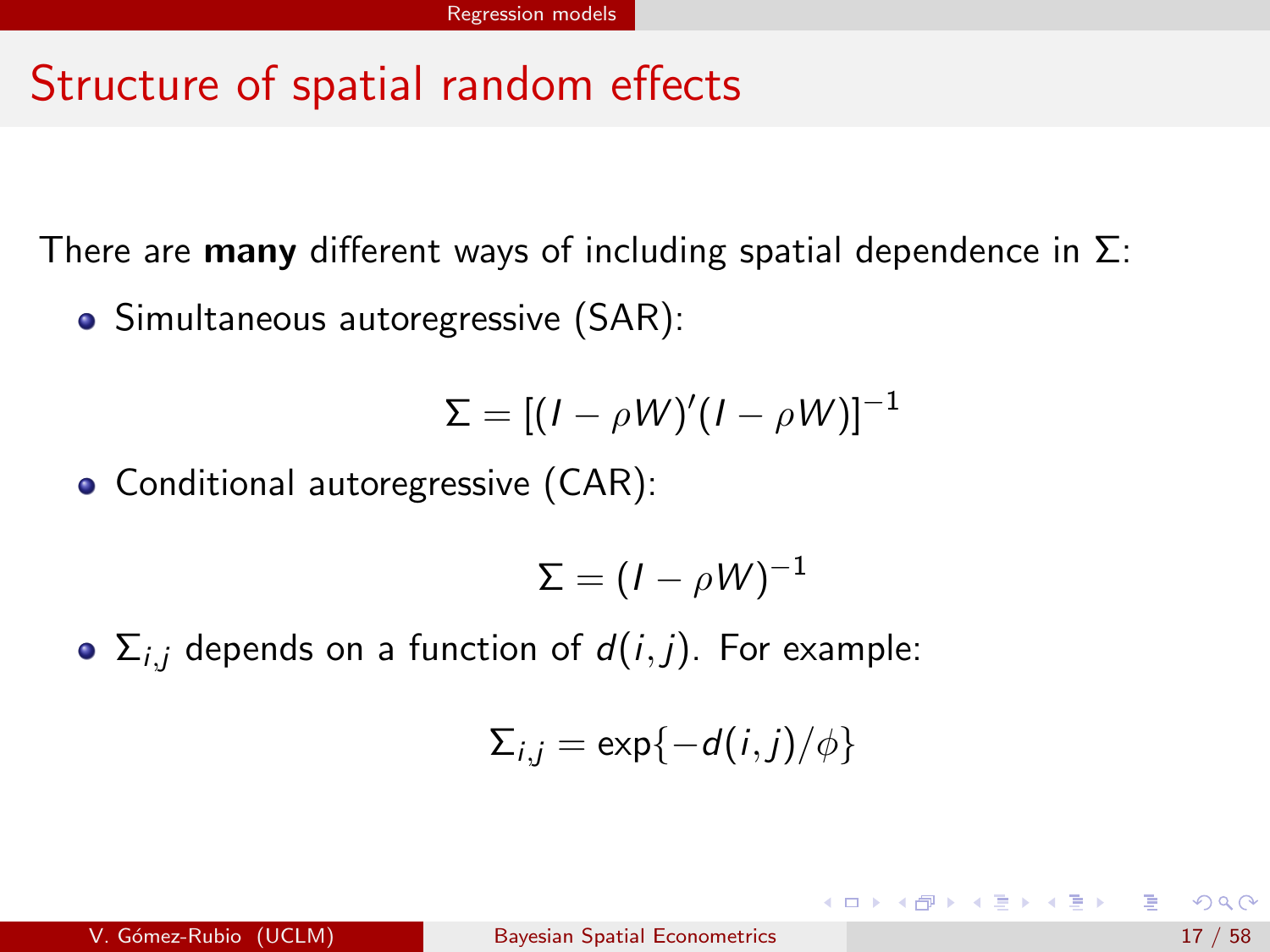# Structure of spatial random effects

There are **many** different ways of including spatial dependence in $\Sigma$:

- Simultaneous autoregressive (SAR):

$$\Sigma = [(I - \rho W)'(I - \rho W)]^{-1}$$

- Conditional autoregressive (CAR):

$$\Sigma = (I - \rho W)^{-1}$$

- $\Sigma_{i,j}$ depends on a function of $d(i,j)$. For example:

$$\Sigma_{i,j} = \exp\{-d(i,j)/\phi\}$$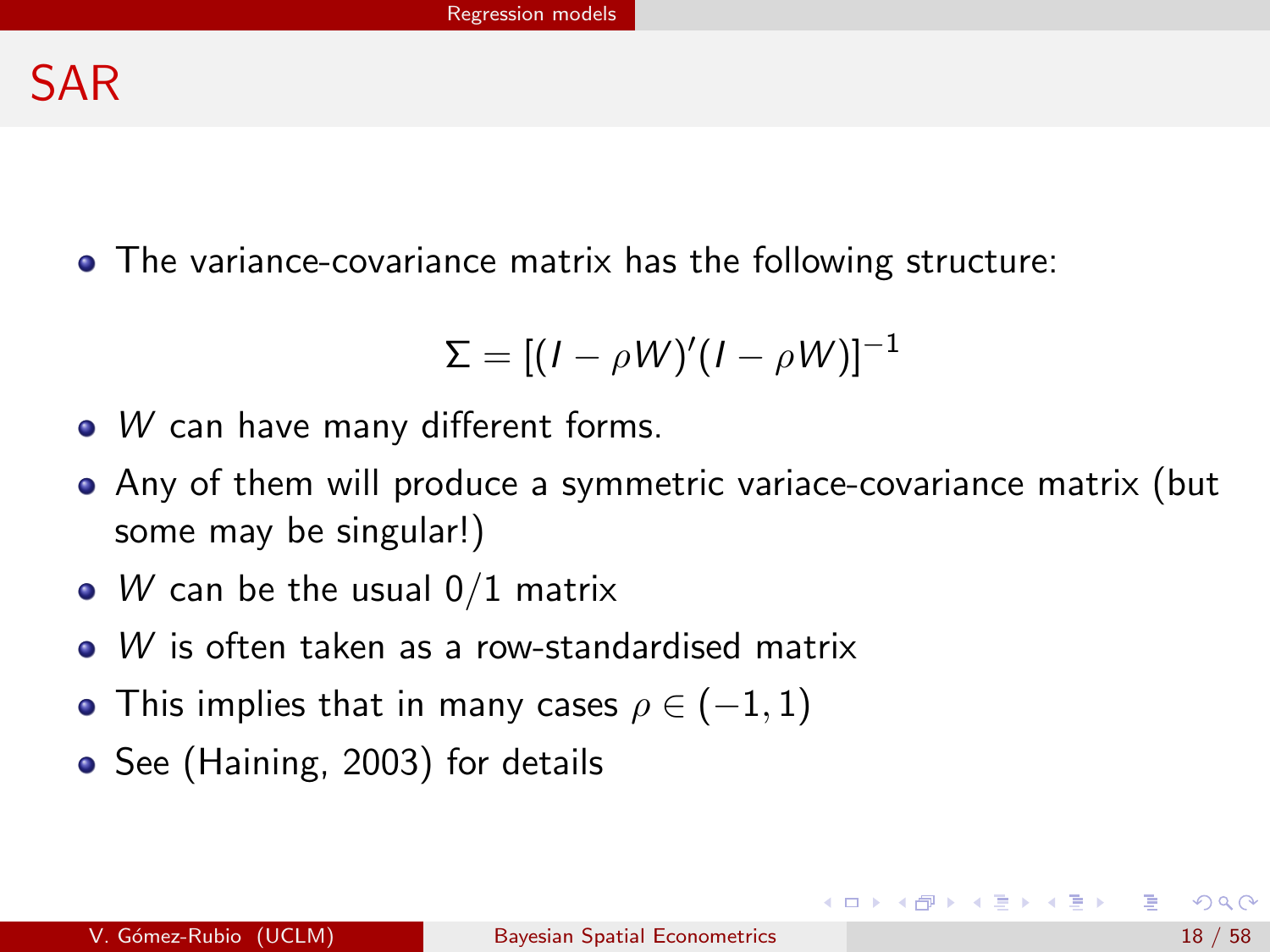# SAR

- The variance-covariance matrix has the following structure:

$$\Sigma = [(I - \rho W)'(I - \rho W)]^{-1}$$

- $W$ can have many different forms.
- Any of them will produce a symmetric variace-covariance matrix (but some may be singular!)
- $W$ can be the usual $0/1$ matrix
- $W$ is often taken as a row-standardised matrix
- This implies that in many cases $\rho \in (-1, 1)$
- See (Haining, 2003) for details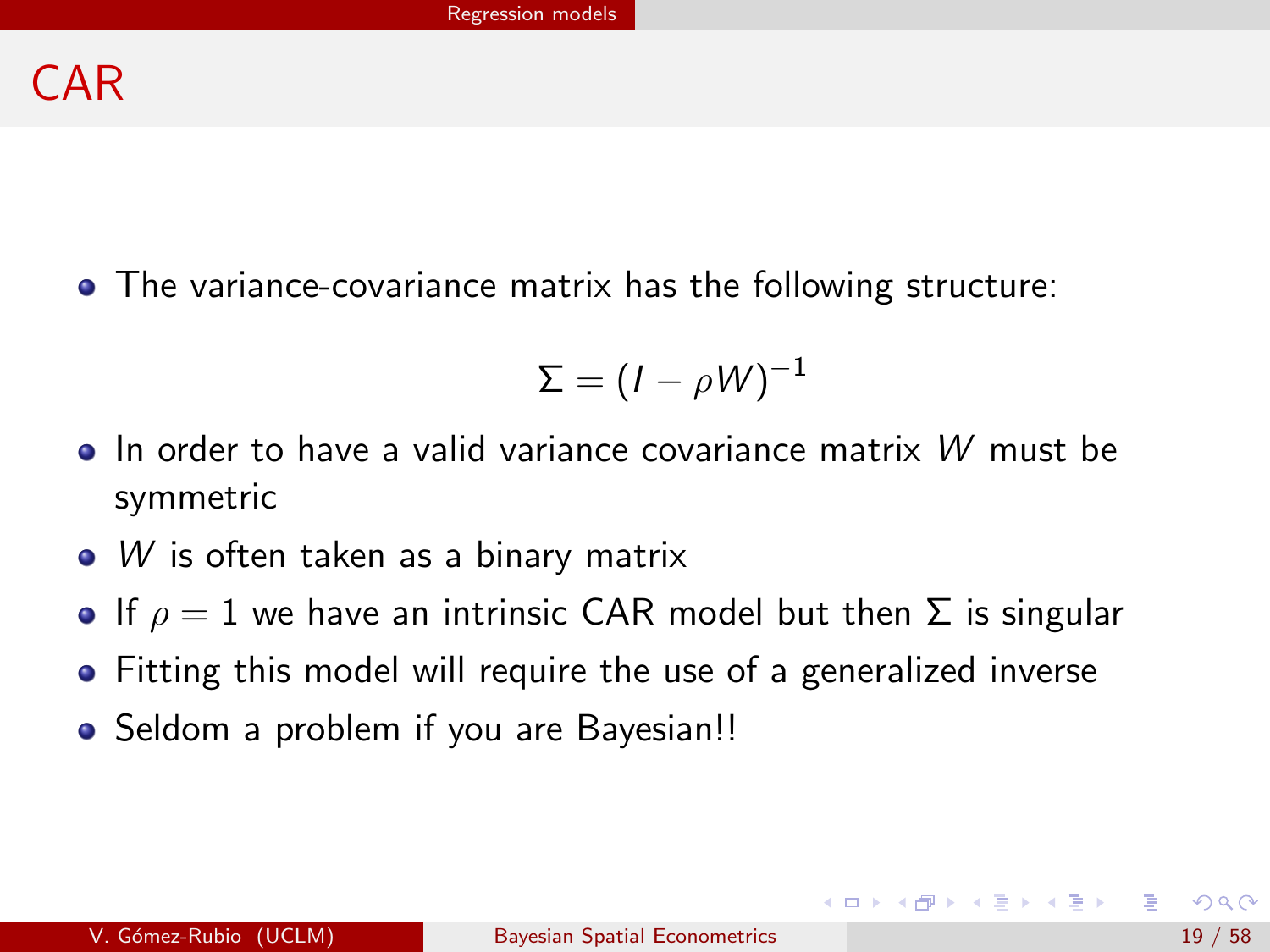# CAR

- The variance-covariance matrix has the following structure:

$$\Sigma = (I - \rho W)^{-1}$$

- In order to have a valid variance covariance matrix $W$ must be symmetric
- $W$ is often taken as a binary matrix
- If $\rho = 1$ we have an intrinsic CAR model but then $\Sigma$ is singular
- Fitting this model will require the use of a generalized inverse
- Seldom a problem if you are Bayesian!!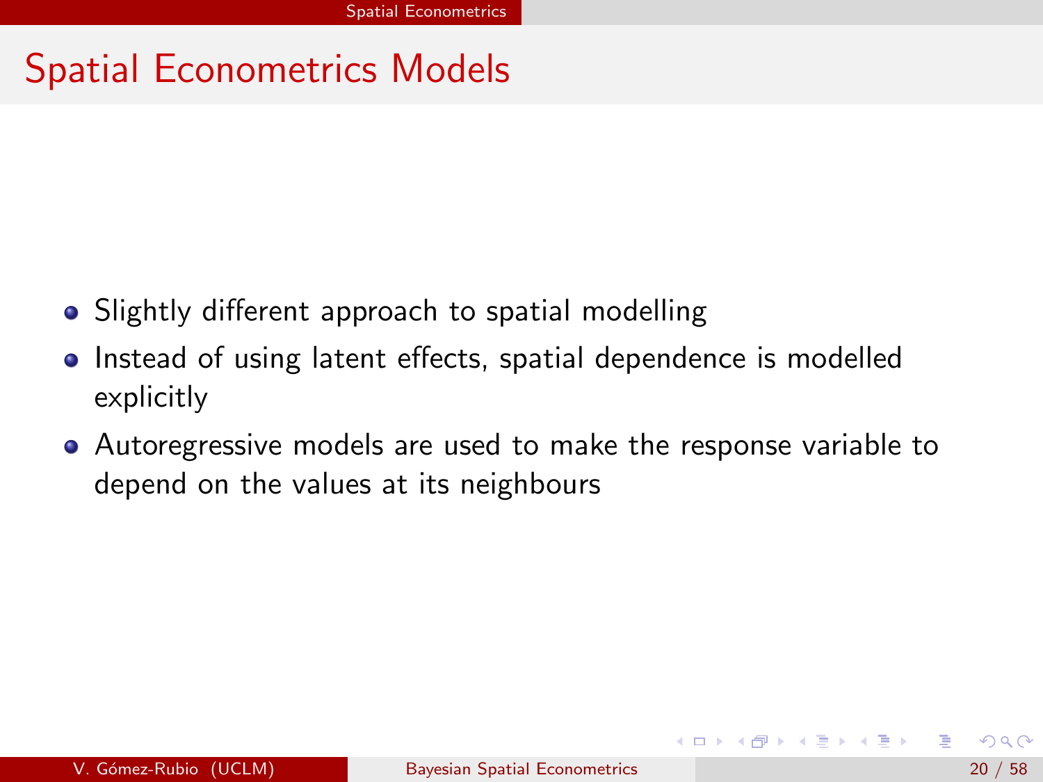# Spatial Econometrics Models

- Slightly different approach to spatial modelling
- Instead of using latent effects, spatial dependence is modelled explicitly
- Autoregressive models are used to make the response variable to depend on the values at its neighbours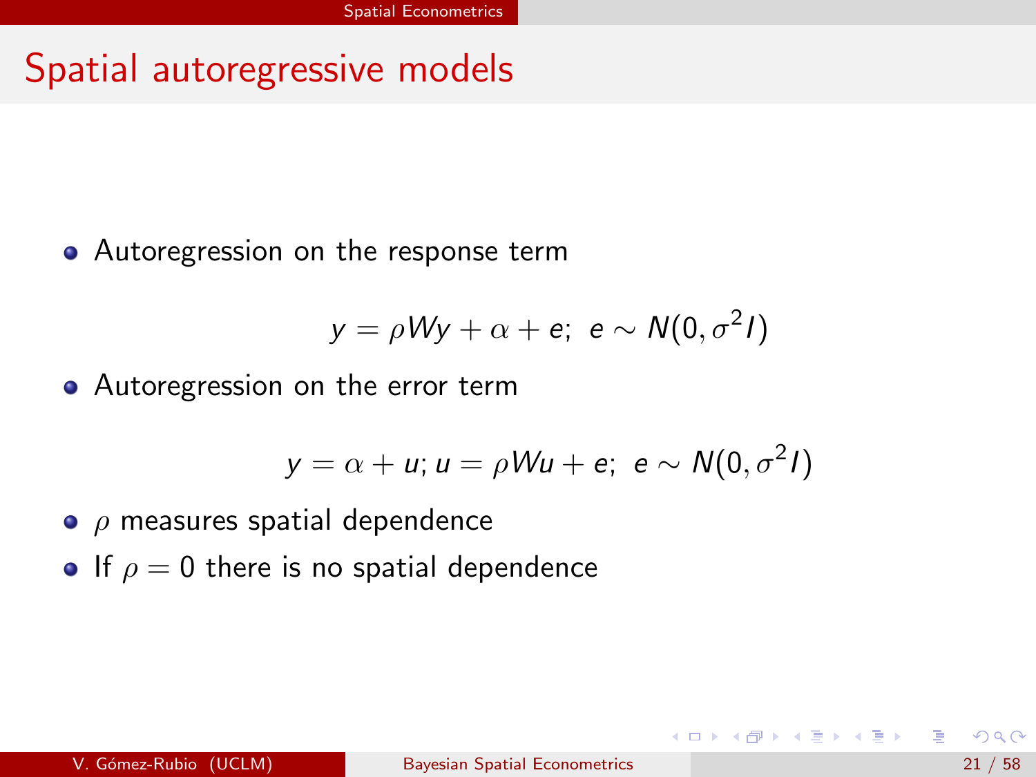# Spatial autoregressive models

- Autoregression on the response term

$$y = \rho W y + \alpha + e;\ \ e \sim N(0, \sigma^2 I)$$

- Autoregression on the error term

$$y = \alpha + u; u = \rho W u + e;\ \ e \sim N(0, \sigma^2 I)$$

- $\rho$ measures spatial dependence
- If $\rho = 0$ there is no spatial dependence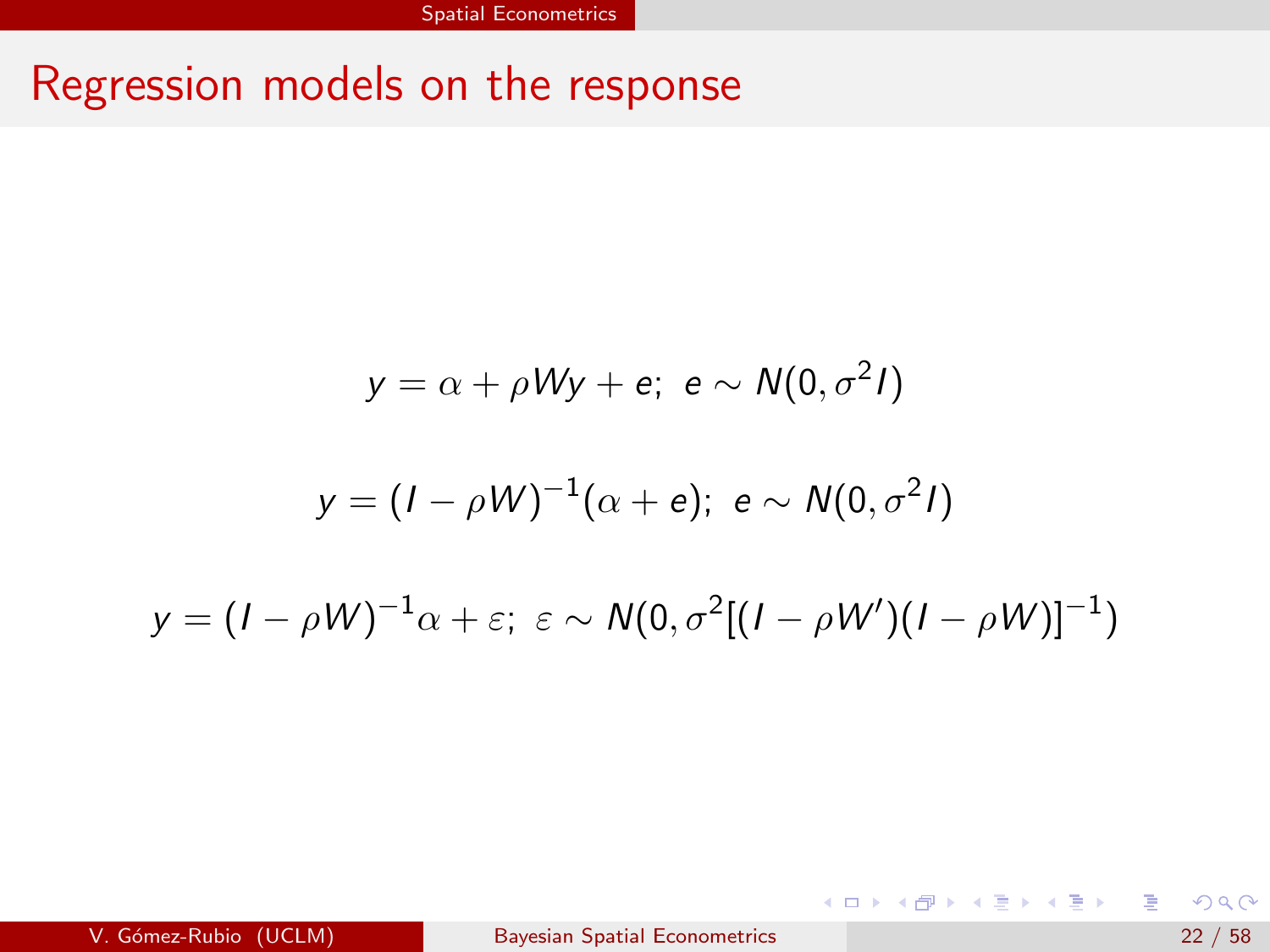# Regression models on the response

$$y = \alpha + \rho W y + e;\ \ e \sim N(0, \sigma^2 I)$$

$$y = (I - \rho W)^{-1}(\alpha + e);\ \ e \sim N(0, \sigma^2 I)$$

$$y = (I - \rho W)^{-1}\alpha + \varepsilon;\ \ \varepsilon \sim N(0, \sigma^2[(I - \rho W')(I - \rho W)]^{-1})$$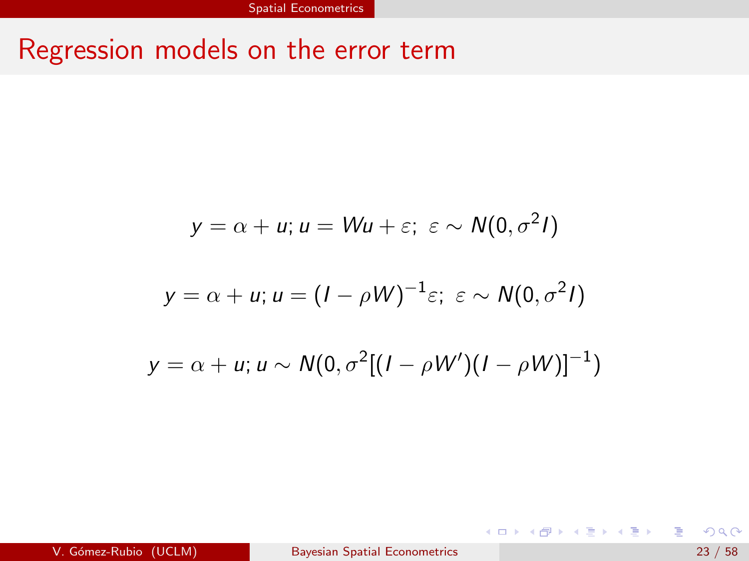# Regression models on the error term

$$y = \alpha + u; u = Wu + \varepsilon;\ \varepsilon \sim N(0, \sigma^2 I)$$

$$y = \alpha + u; u = (I - \rho W)^{-1}\varepsilon;\ \varepsilon \sim N(0, \sigma^2 I)$$

$$y = \alpha + u; u \sim N(0, \sigma^2[(I - \rho W')(I - \rho W)]^{-1})$$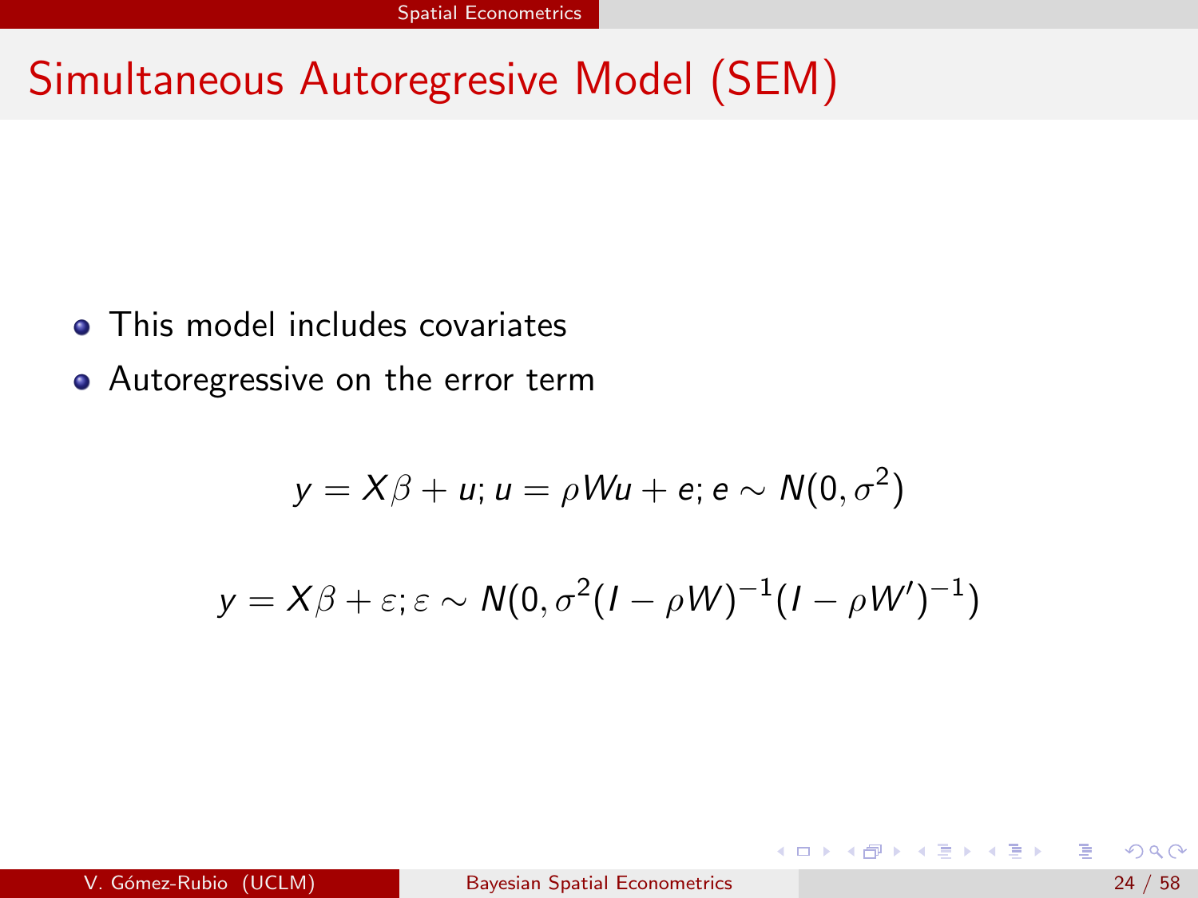# Simultaneous Autoregresive Model (SEM)

- This model includes covariates
- Autoregressive on the error term

$$y = X\beta + u; u = \rho W u + e; e \sim N(0, \sigma^2)$$

$$y = X\beta + \varepsilon; \varepsilon \sim N(0, \sigma^2 (I - \rho W)^{-1} (I - \rho W')^{-1})$$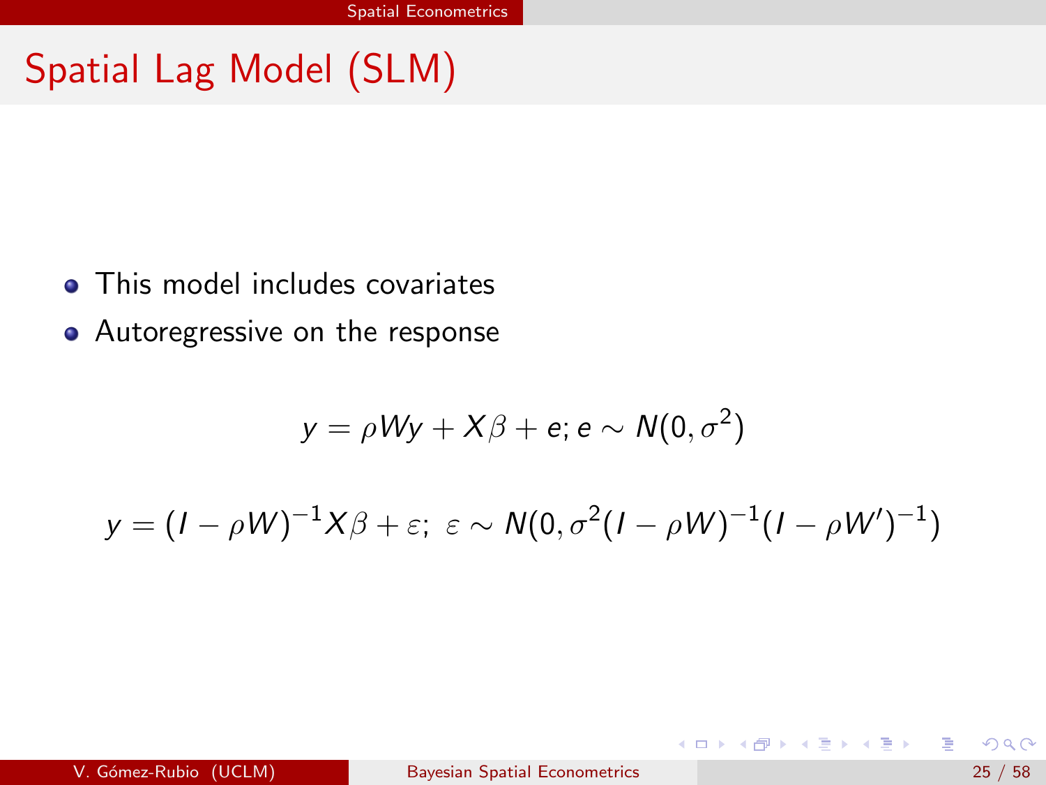# Spatial Lag Model (SLM)

- This model includes covariates
- Autoregressive on the response

$$y = \rho W y + X\beta + e; e \sim N(0, \sigma^2)$$

$$y = (I - \rho W)^{-1} X\beta + \varepsilon;\ \varepsilon \sim N(0, \sigma^2 (I - \rho W)^{-1} (I - \rho W')^{-1})$$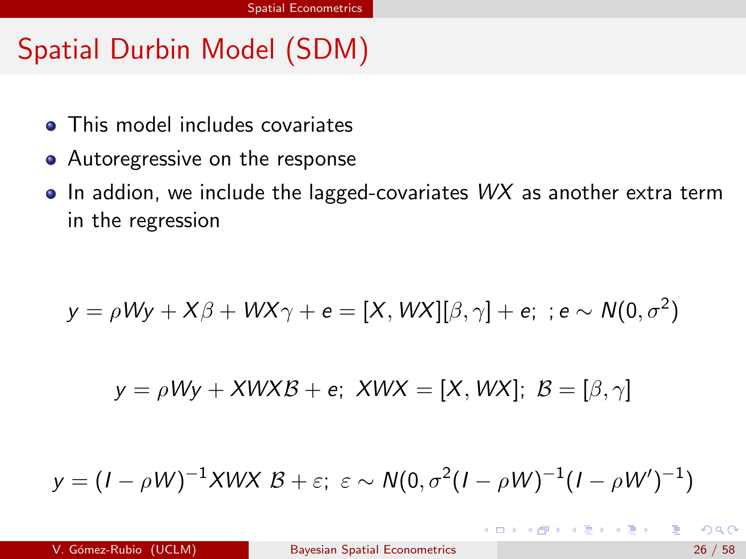# Spatial Durbin Model (SDM)

- This model includes covariates
- Autoregressive on the response
- In addion, we include the lagged-covariates $WX$ as another extra term in the regression

$$y = \rho W y + X\beta + WX\gamma + e = [X, WX][\beta, \gamma] + e; \ ; e \sim N(0, \sigma^2)$$

$$y = \rho W y + XWX\mathcal{B} + e; \ XWX = [X, WX]; \ \mathcal{B} = [\beta, \gamma]$$

$$y = (I - \rho W)^{-1} XWX \ \mathcal{B} + \varepsilon; \ \varepsilon \sim N(0, \sigma^2 (I - \rho W)^{-1} (I - \rho W')^{-1})$$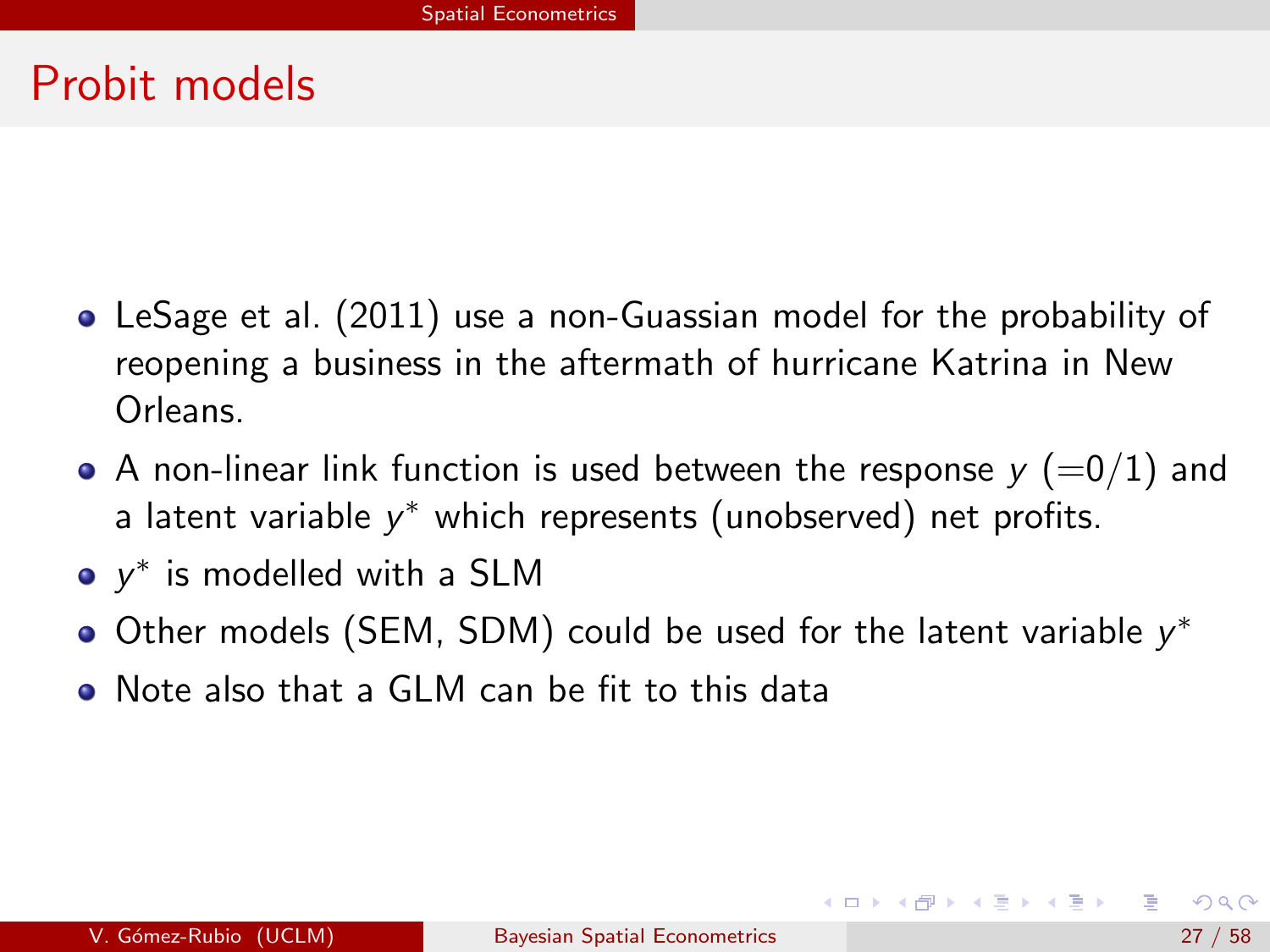# Probit models

- LeSage et al. (2011) use a non-Guassian model for the probability of reopening a business in the aftermath of hurricane Katrina in New Orleans.
- A non-linear link function is used between the response $y$ $(=0/1)$ and a latent variable $y^*$ which represents (unobserved) net profits.
- $y^*$ is modelled with a SLM
- Other models (SEM, SDM) could be used for the latent variable $y^*$
- Note also that a GLM can be fit to this data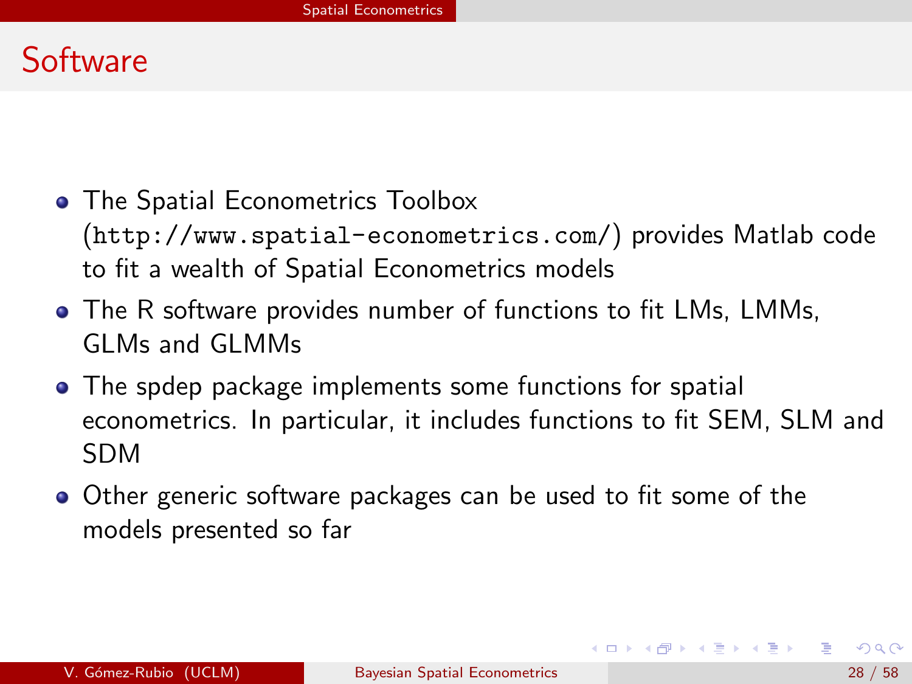# Software

- The Spatial Econometrics Toolbox (`http://www.spatial-econometrics.com/`) provides Matlab code to fit a wealth of Spatial Econometrics models
- The R software provides number of functions to fit LMs, LMMs, GLMs and GLMMs
- The spdep package implements some functions for spatial econometrics. In particular, it includes functions to fit SEM, SLM and SDM
- Other generic software packages can be used to fit some of the models presented so far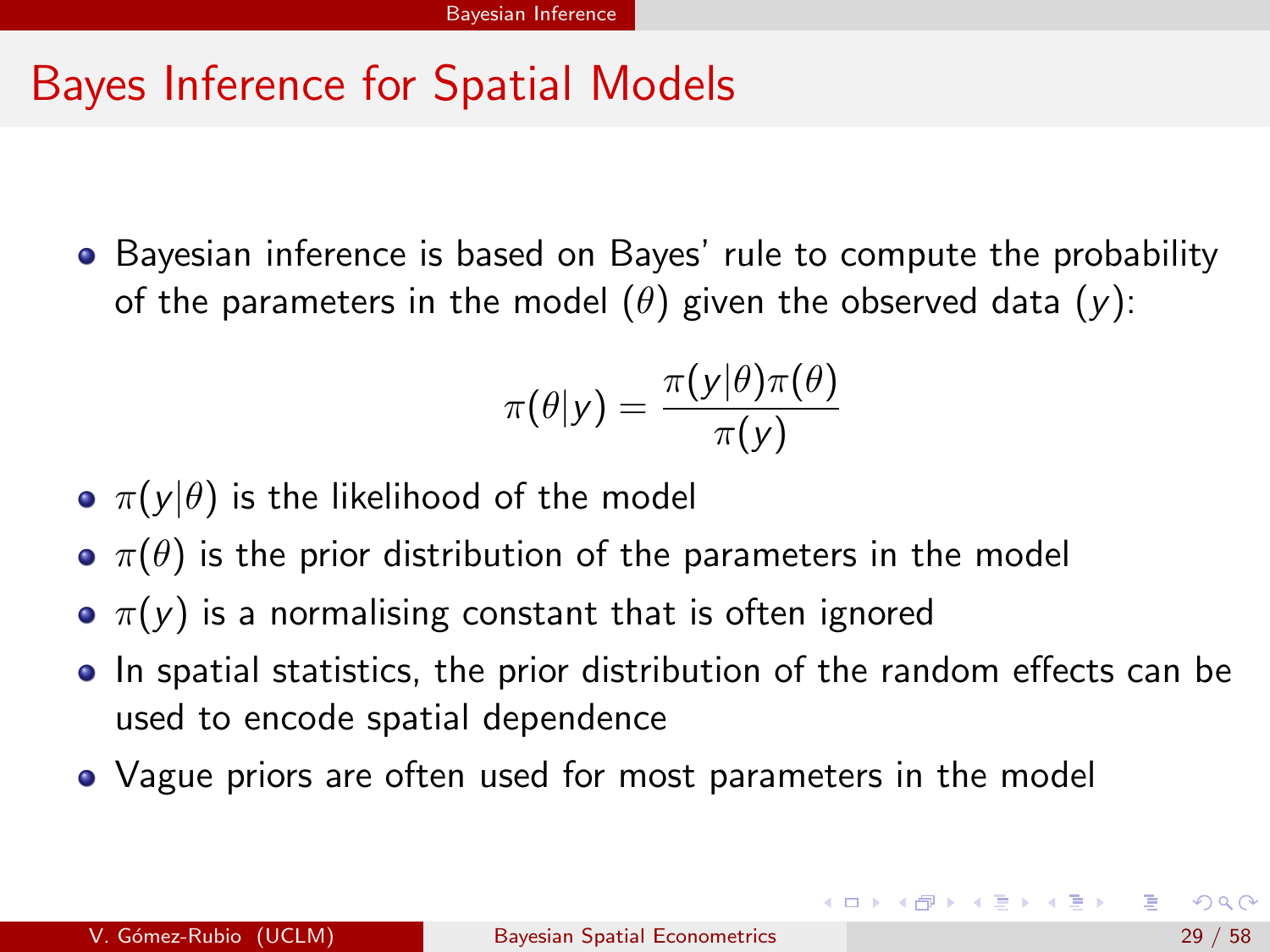# Bayes Inference for Spatial Models

- Bayesian inference is based on Bayes' rule to compute the probability of the parameters in the model ($\theta$) given the observed data ($y$):

$$\pi(\theta|y) = \frac{\pi(y|\theta)\pi(\theta)}{\pi(y)}$$

- $\pi(y|\theta)$ is the likelihood of the model
- $\pi(\theta)$ is the prior distribution of the parameters in the model
- $\pi(y)$ is a normalising constant that is often ignored
- In spatial statistics, the prior distribution of the random effects can be used to encode spatial dependence
- Vague priors are often used for most parameters in the model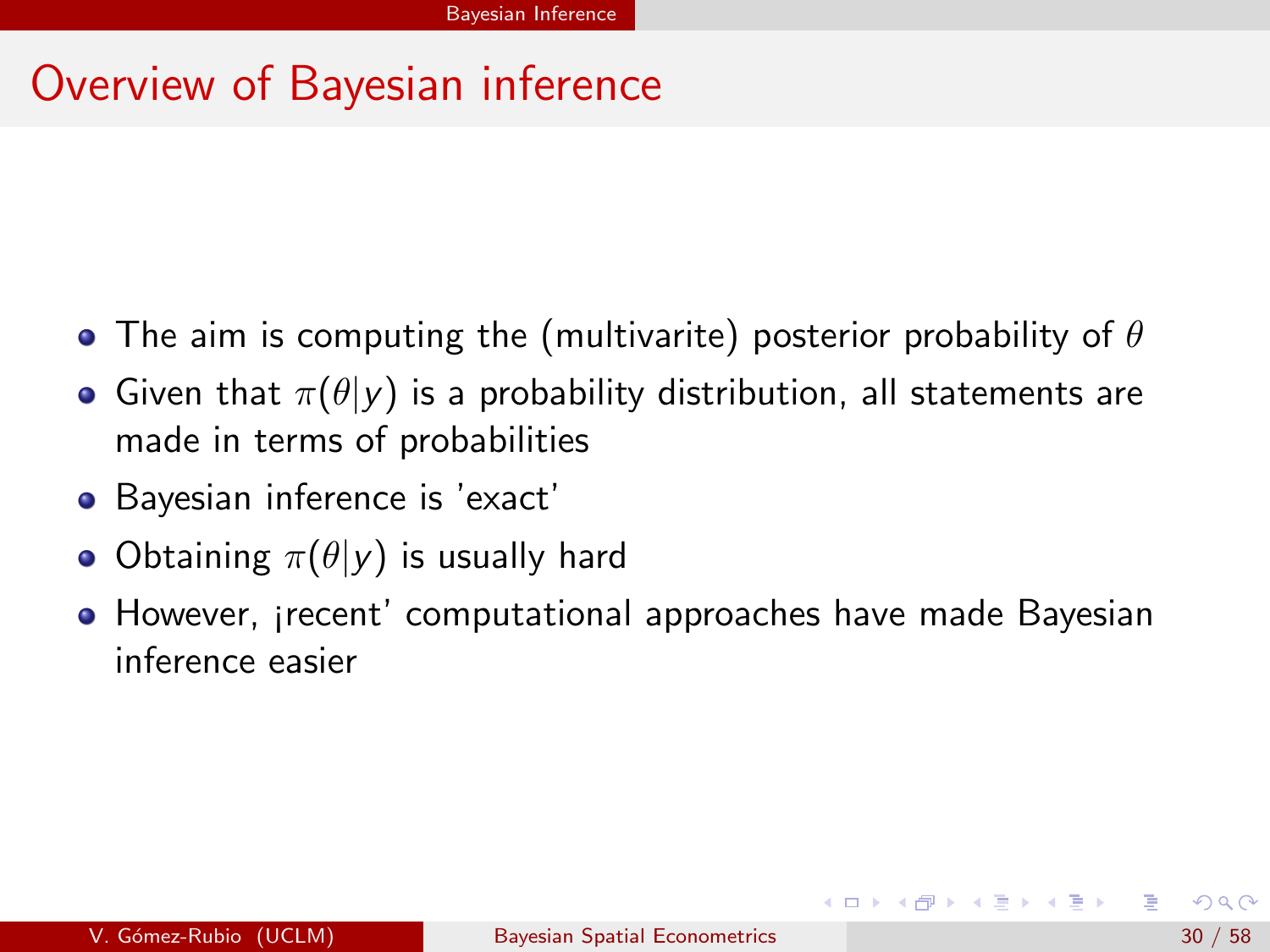## Overview of Bayesian inference

- The aim is computing the (multivarite) posterior probability of $\theta$
- Given that $\pi(\theta|y)$ is a probability distribution, all statements are made in terms of probabilities
- Bayesian inference is 'exact'
- Obtaining $\pi(\theta|y)$ is usually hard
- However, ¡recent' computational approaches have made Bayesian inference easier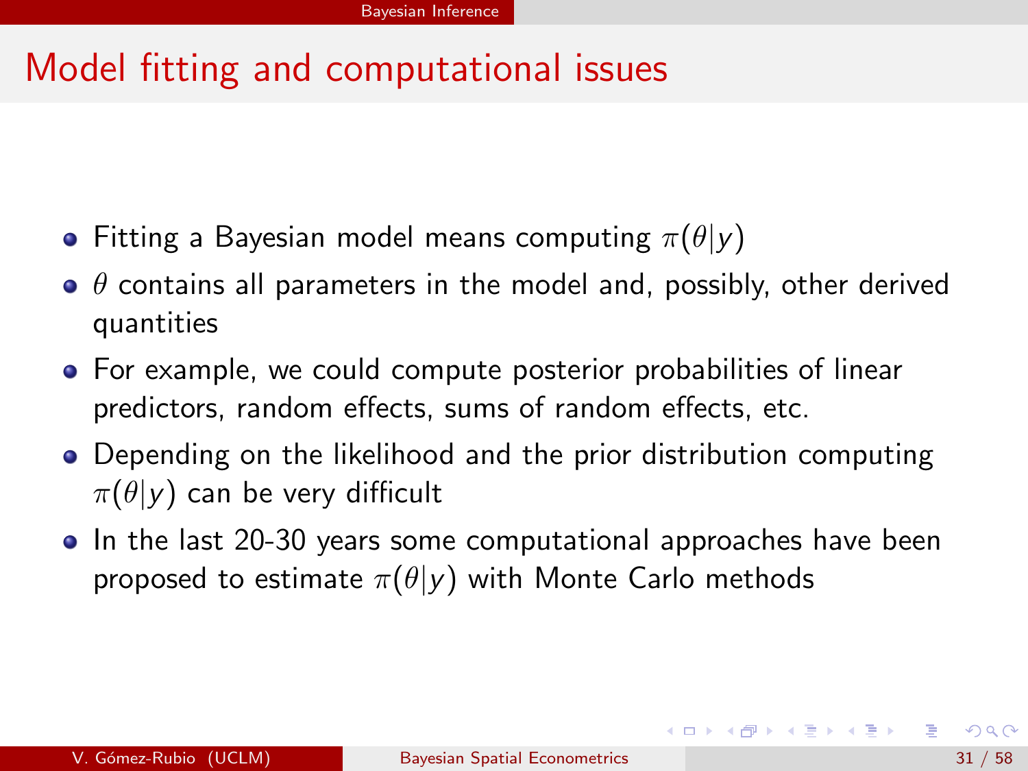# Model fitting and computational issues

- Fitting a Bayesian model means computing $\pi(\theta|y)$
- $\theta$ contains all parameters in the model and, possibly, other derived quantities
- For example, we could compute posterior probabilities of linear predictors, random effects, sums of random effects, etc.
- Depending on the likelihood and the prior distribution computing $\pi(\theta|y)$ can be very difficult
- In the last 20-30 years some computational approaches have been proposed to estimate $\pi(\theta|y)$ with Monte Carlo methods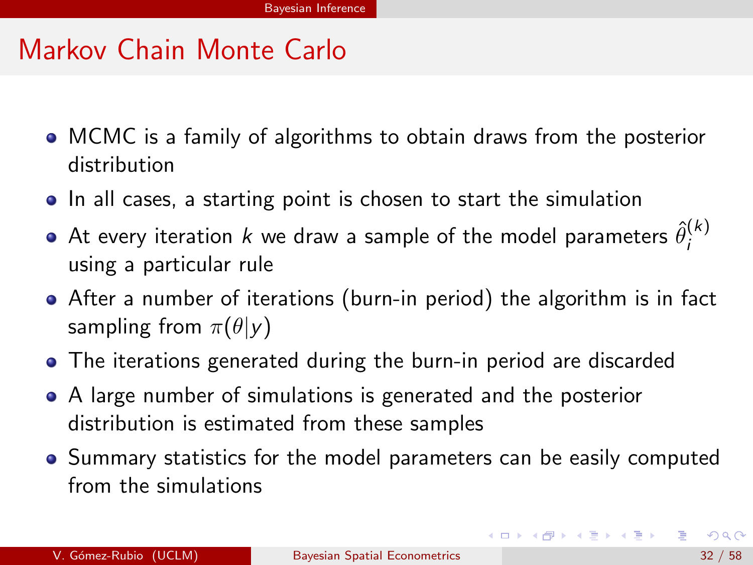# Markov Chain Monte Carlo

- MCMC is a family of algorithms to obtain draws from the posterior distribution
- In all cases, a starting point is chosen to start the simulation
- At every iteration $k$ we draw a sample of the model parameters $\hat{\theta}_i^{(k)}$ using a particular rule
- After a number of iterations (burn-in period) the algorithm is in fact sampling from $\pi(\theta|y)$
- The iterations generated during the burn-in period are discarded
- A large number of simulations is generated and the posterior distribution is estimated from these samples
- Summary statistics for the model parameters can be easily computed from the simulations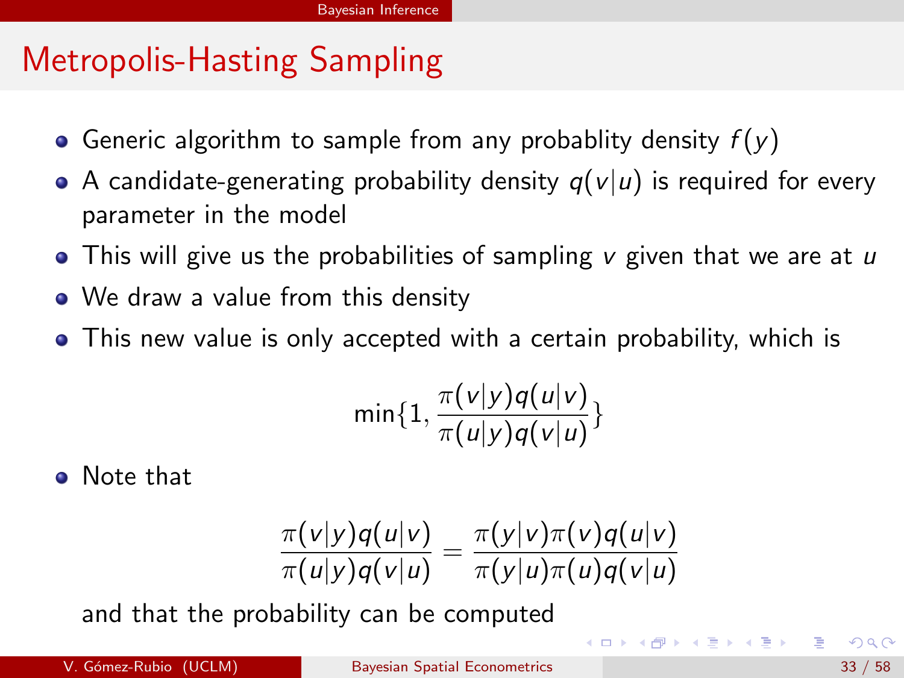## Metropolis-Hasting Sampling

- Generic algorithm to sample from any probablity density $f(y)$
- A candidate-generating probability density $q(v|u)$ is required for every parameter in the model
- This will give us the probabilities of sampling $v$ given that we are at $u$
- We draw a value from this density
- This new value is only accepted with a certain probability, which is

$$\min\{1, \frac{\pi(v|y)q(u|v)}{\pi(u|y)q(v|u)}\}$$

- Note that

$$\frac{\pi(v|y)q(u|v)}{\pi(u|y)q(v|u)} = \frac{\pi(y|v)\pi(v)q(u|v)}{\pi(y|u)\pi(u)q(v|u)}$$

and that the probability can be computed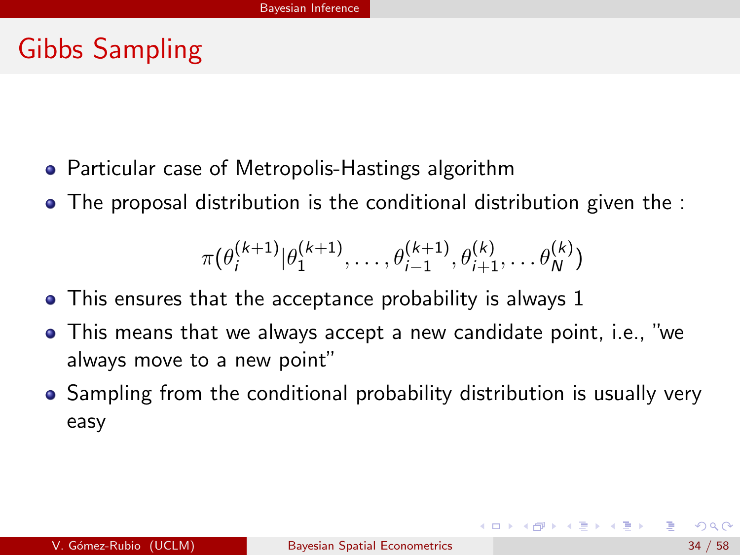# Gibbs Sampling

- Particular case of Metropolis-Hastings algorithm
- The proposal distribution is the conditional distribution given the :

$$\pi(\theta_i^{(k+1)}|\theta_1^{(k+1)},\ldots,\theta_{i-1}^{(k+1)},\theta_{i+1}^{(k)},\ldots\theta_N^{(k)})$$

- This ensures that the acceptance probability is always 1
- This means that we always accept a new candidate point, i.e., "we always move to a new point"
- Sampling from the conditional probability distribution is usually very easy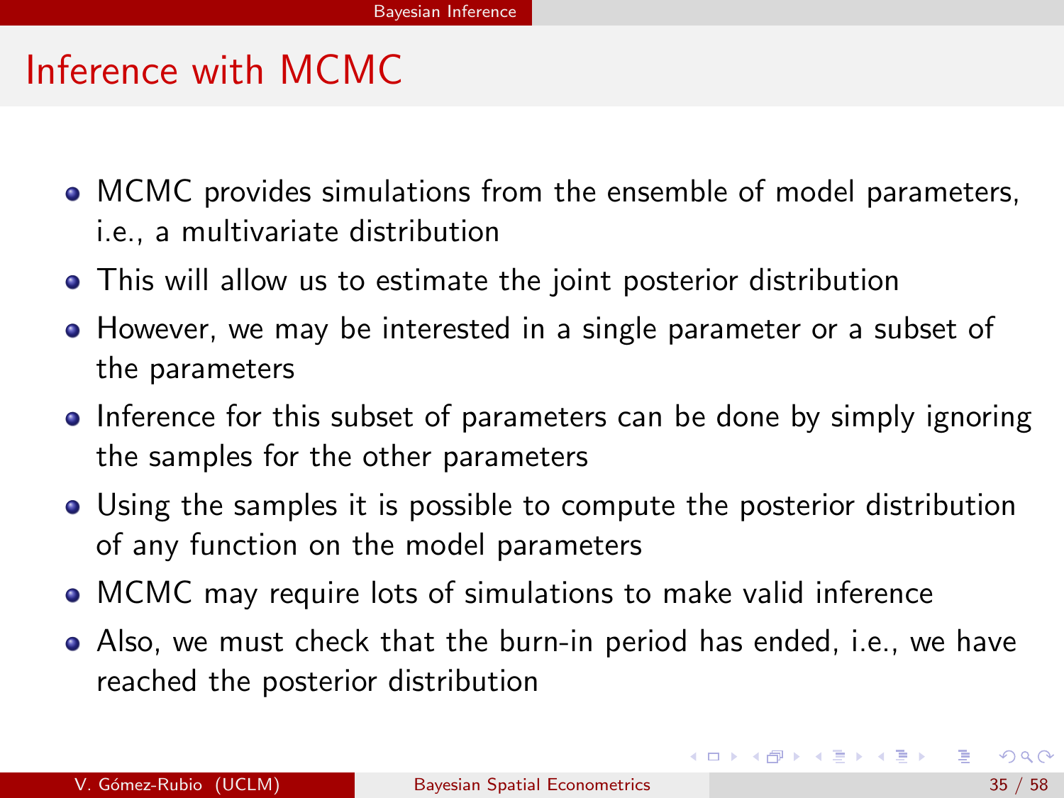# Inference with MCMC

- MCMC provides simulations from the ensemble of model parameters, i.e., a multivariate distribution
- This will allow us to estimate the joint posterior distribution
- However, we may be interested in a single parameter or a subset of the parameters
- Inference for this subset of parameters can be done by simply ignoring the samples for the other parameters
- Using the samples it is possible to compute the posterior distribution of any function on the model parameters
- MCMC may require lots of simulations to make valid inference
- Also, we must check that the burn-in period has ended, i.e., we have reached the posterior distribution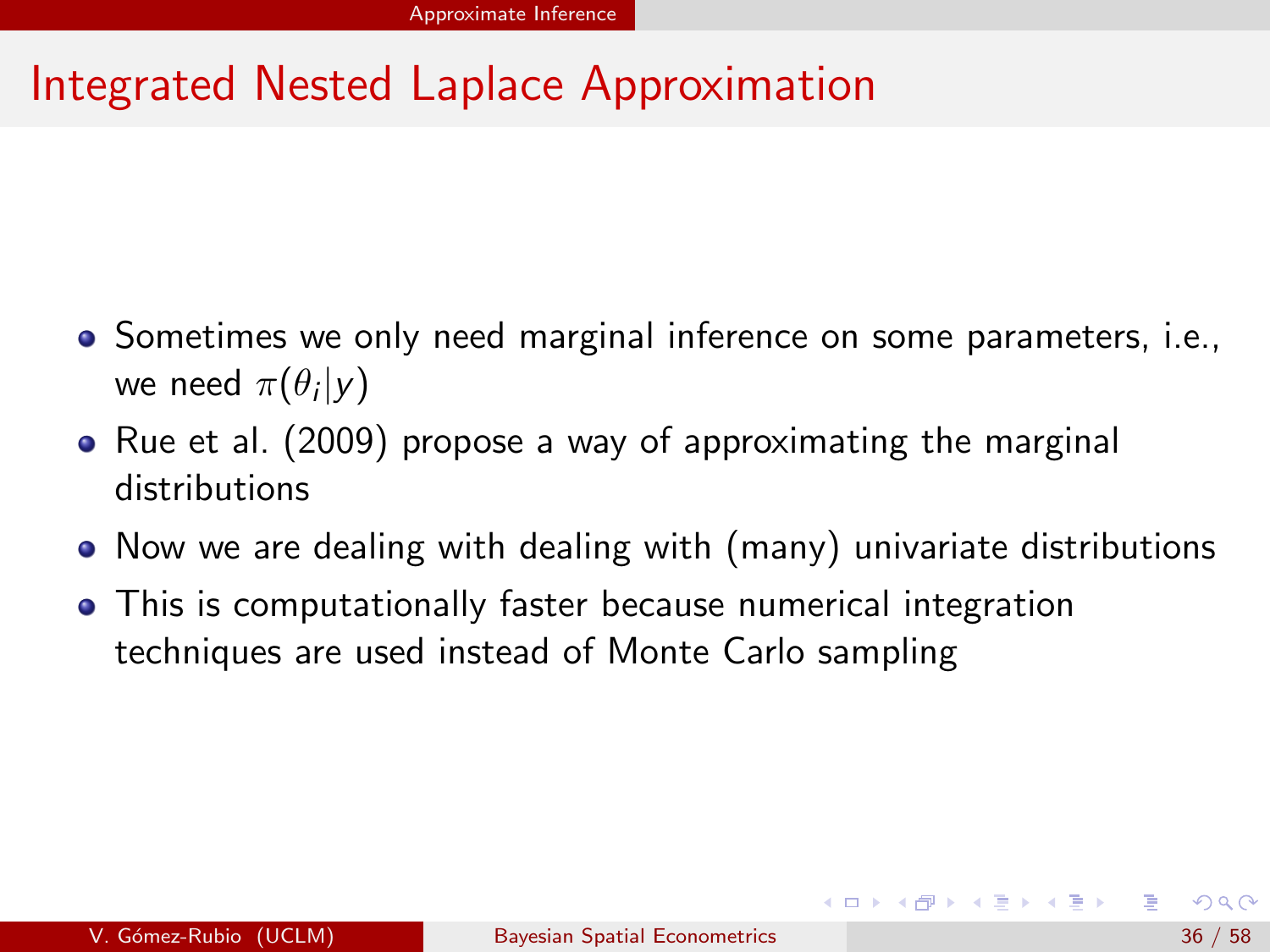# Integrated Nested Laplace Approximation

- Sometimes we only need marginal inference on some parameters, i.e., we need $\pi(\theta_i|y)$
- Rue et al. (2009) propose a way of approximating the marginal distributions
- Now we are dealing with dealing with (many) univariate distributions
- This is computationally faster because numerical integration techniques are used instead of Monte Carlo sampling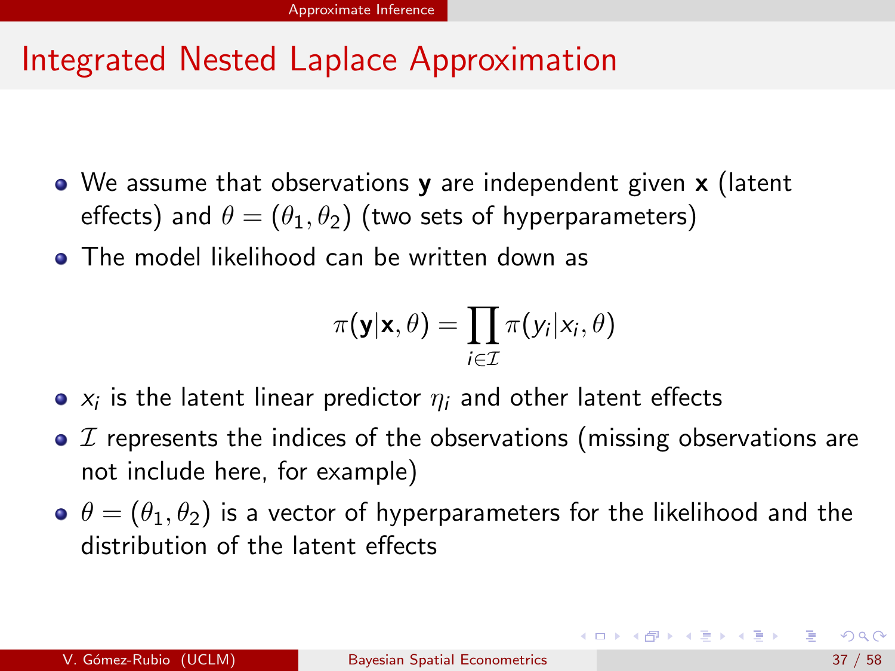# Integrated Nested Laplace Approximation

- We assume that observations $\mathbf{y}$ are independent given $\mathbf{x}$ (latent effects) and $\theta = (\theta_1, \theta_2)$ (two sets of hyperparameters)
- The model likelihood can be written down as

$$\pi(\mathbf{y}|\mathbf{x}, \theta) = \prod_{i \in \mathcal{I}} \pi(y_i | x_i, \theta)$$

- $x_i$ is the latent linear predictor $\eta_i$ and other latent effects
- $\mathcal{I}$ represents the indices of the observations (missing observations are not include here, for example)
- $\theta = (\theta_1, \theta_2)$ is a vector of hyperparameters for the likelihood and the distribution of the latent effects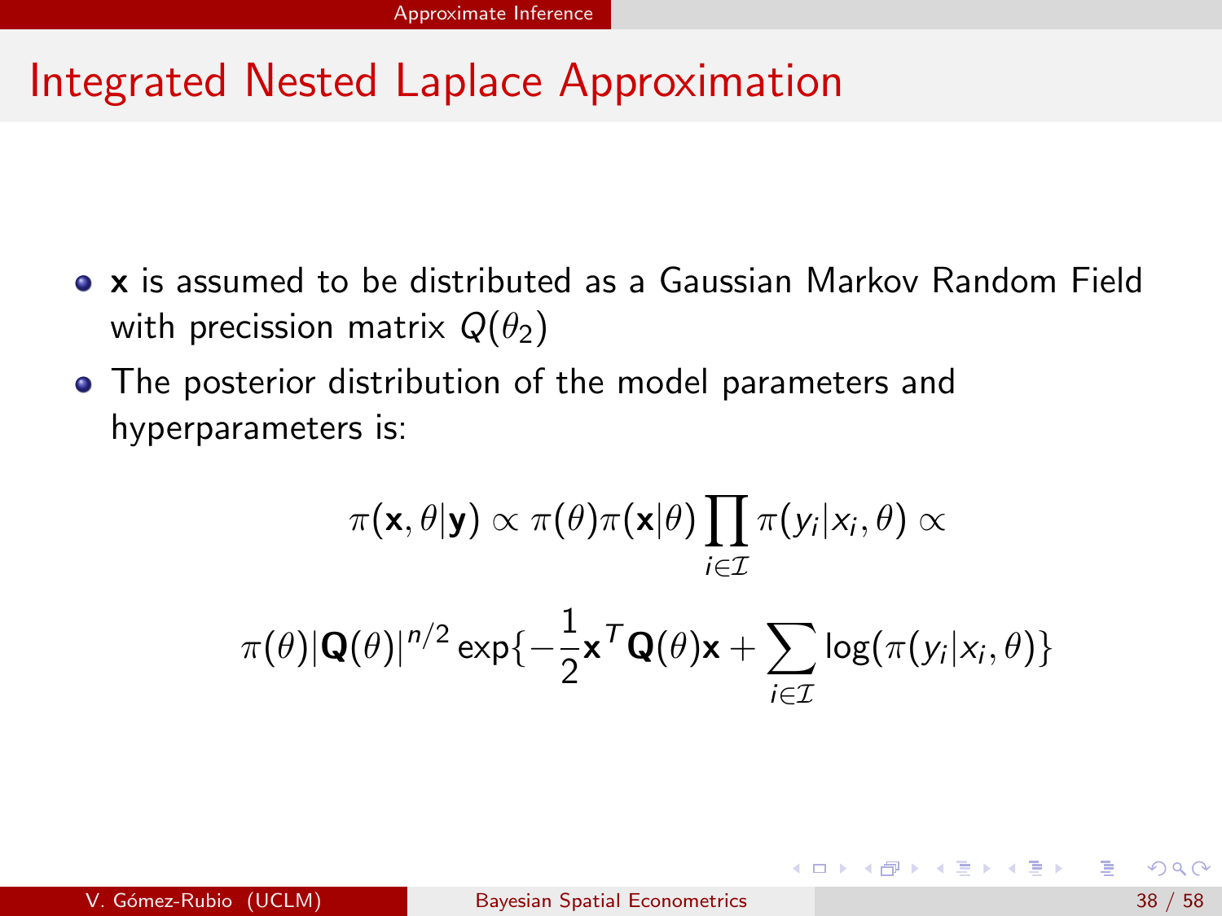# Integrated Nested Laplace Approximation

- $\mathbf{x}$ is assumed to be distributed as a Gaussian Markov Random Field with precission matrix $Q(\theta_2)$
- The posterior distribution of the model parameters and hyperparameters is:

$$\pi(\mathbf{x}, \theta|\mathbf{y}) \propto \pi(\theta)\pi(\mathbf{x}|\theta) \prod_{i \in \mathcal{I}} \pi(y_i|x_i, \theta) \propto$$

$$\pi(\theta)|\mathbf{Q}(\theta)|^{n/2} \exp\{-\frac{1}{2}\mathbf{x}^T \mathbf{Q}(\theta)\mathbf{x} + \sum_{i \in \mathcal{I}} \log(\pi(y_i|x_i, \theta)\}$$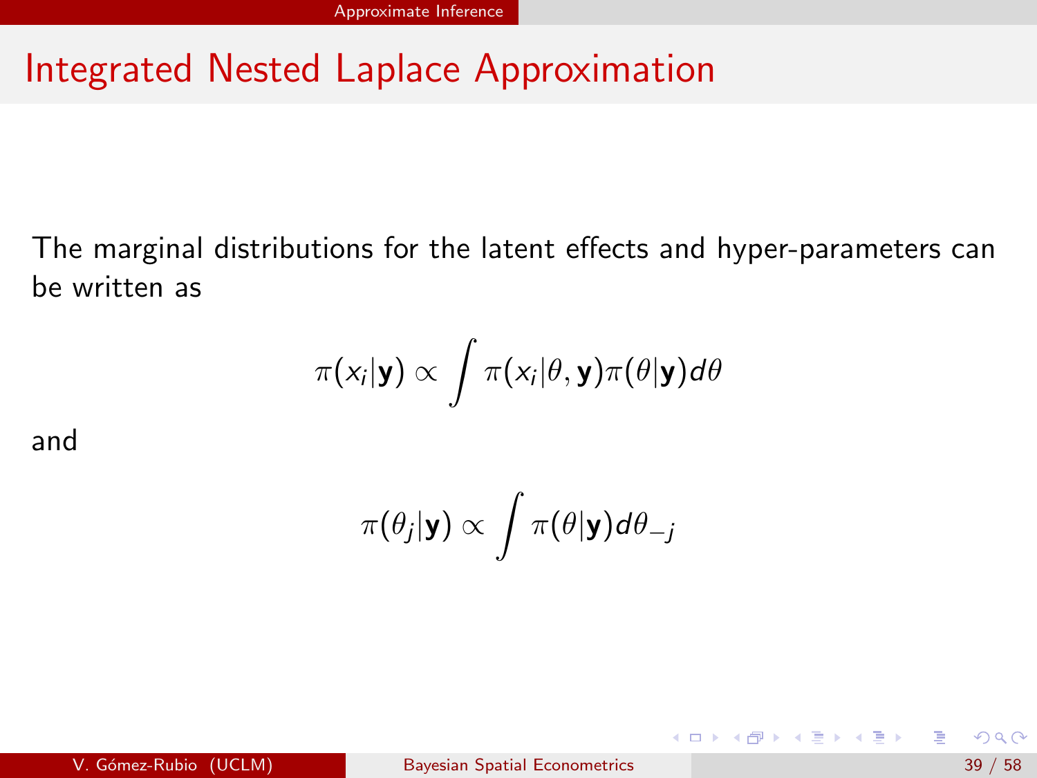# Integrated Nested Laplace Approximation

The marginal distributions for the latent effects and hyper-parameters can be written as

$$\pi(x_i|\mathbf{y}) \propto \int \pi(x_i|\theta, \mathbf{y})\pi(\theta|\mathbf{y})d\theta$$

and

$$\pi(\theta_j|\mathbf{y}) \propto \int \pi(\theta|\mathbf{y})d\theta_{-j}$$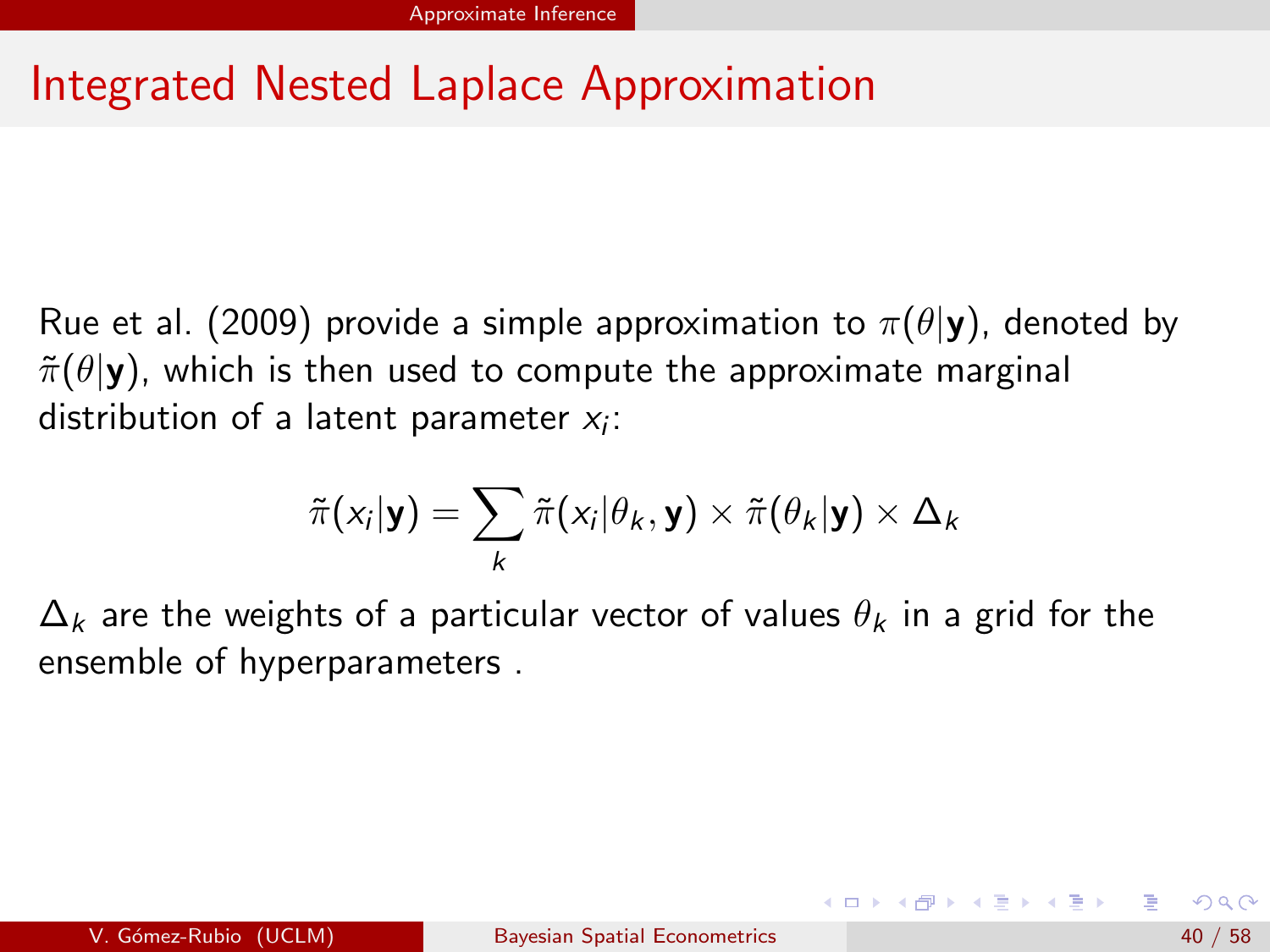# Integrated Nested Laplace Approximation

Rue et al. (2009) provide a simple approximation to $\pi(\theta|\mathbf{y})$, denoted by $\tilde{\pi}(\theta|\mathbf{y})$, which is then used to compute the approximate marginal distribution of a latent parameter $x_i$:

$$\tilde{\pi}(x_i|\mathbf{y}) = \sum_k \tilde{\pi}(x_i|\theta_k, \mathbf{y}) \times \tilde{\pi}(\theta_k|\mathbf{y}) \times \Delta_k$$

$\Delta_k$ are the weights of a particular vector of values $\theta_k$ in a grid for the ensemble of hyperparameters .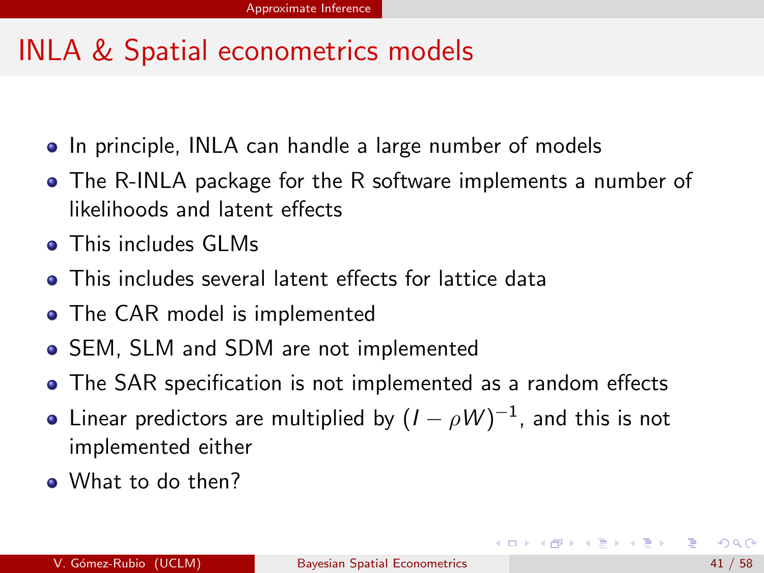# INLA & Spatial econometrics models

- In principle, INLA can handle a large number of models
- The R-INLA package for the R software implements a number of likelihoods and latent effects
- This includes GLMs
- This includes several latent effects for lattice data
- The CAR model is implemented
- SEM, SLM and SDM are not implemented
- The SAR specification is not implemented as a random effects
- Linear predictors are multiplied by $(I - \rho W)^{-1}$, and this is not implemented either
- What to do then?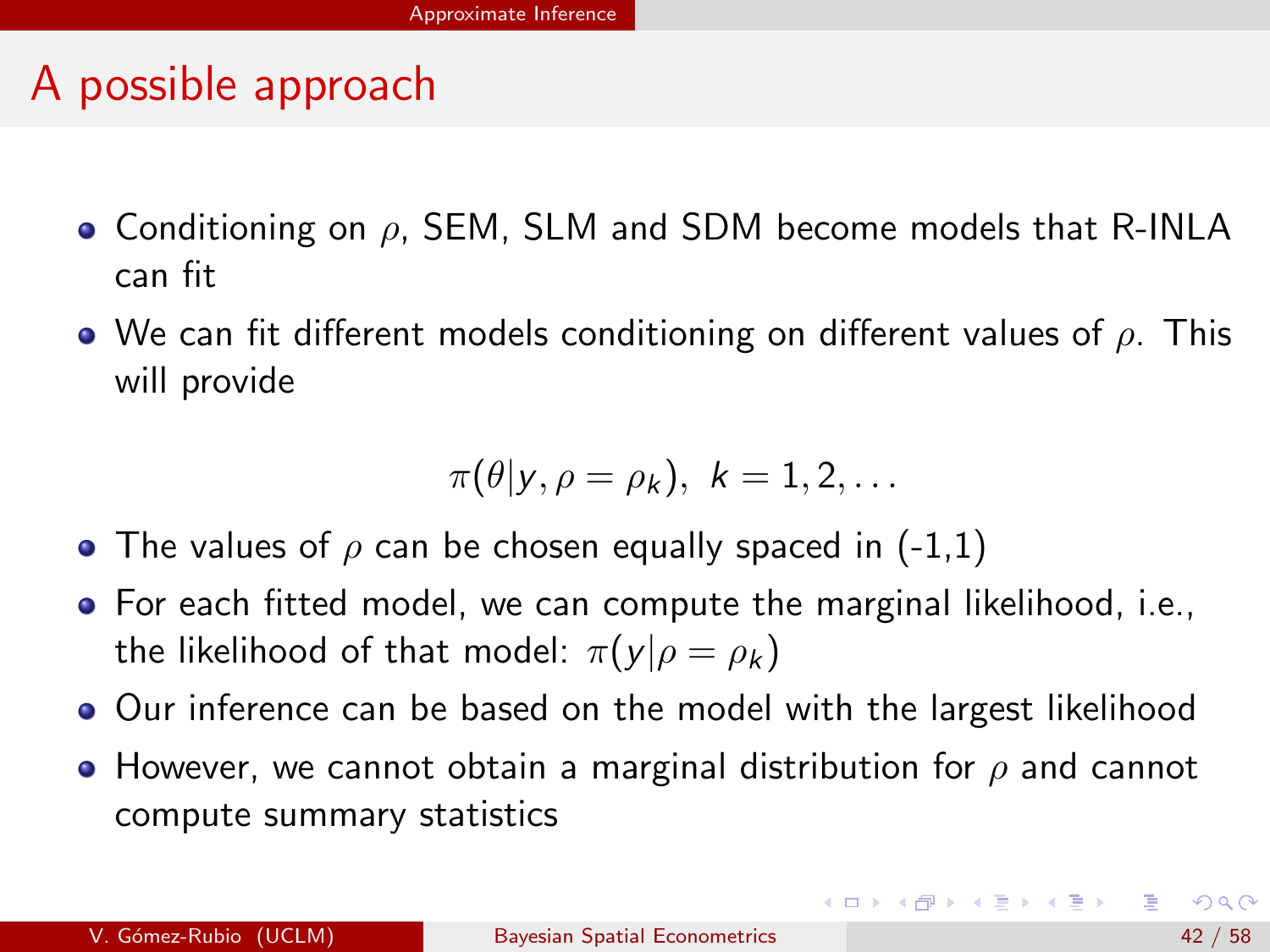## A possible approach

- Conditioning on $\rho$, SEM, SLM and SDM become models that R-INLA can fit
- We can fit different models conditioning on different values of $\rho$. This will provide

$$\pi(\theta|y, \rho = \rho_k),\ k = 1, 2, \ldots$$

- The values of $\rho$ can be chosen equally spaced in (-1,1)
- For each fitted model, we can compute the marginal likelihood, i.e., the likelihood of that model: $\pi(y|\rho = \rho_k)$
- Our inference can be based on the model with the largest likelihood
- However, we cannot obtain a marginal distribution for $\rho$ and cannot compute summary statistics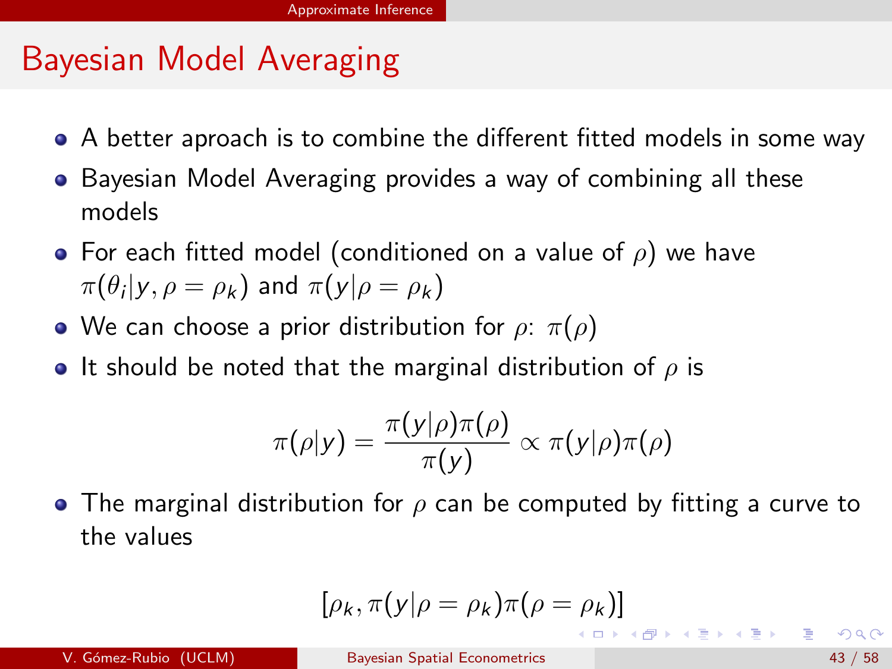# Bayesian Model Averaging

- A better aproach is to combine the different fitted models in some way
- Bayesian Model Averaging provides a way of combining all these models
- For each fitted model (conditioned on a value of $\rho$) we have $\pi(\theta_i|y, \rho = \rho_k)$ and $\pi(y|\rho = \rho_k)$
- We can choose a prior distribution for $\rho$: $\pi(\rho)$
- It should be noted that the marginal distribution of $\rho$ is

$$\pi(\rho|y) = \frac{\pi(y|\rho)\pi(\rho)}{\pi(y)} \propto \pi(y|\rho)\pi(\rho)$$

- The marginal distribution for $\rho$ can be computed by fitting a curve to the values

$$[\rho_k, \pi(y|\rho = \rho_k)\pi(\rho = \rho_k)]$$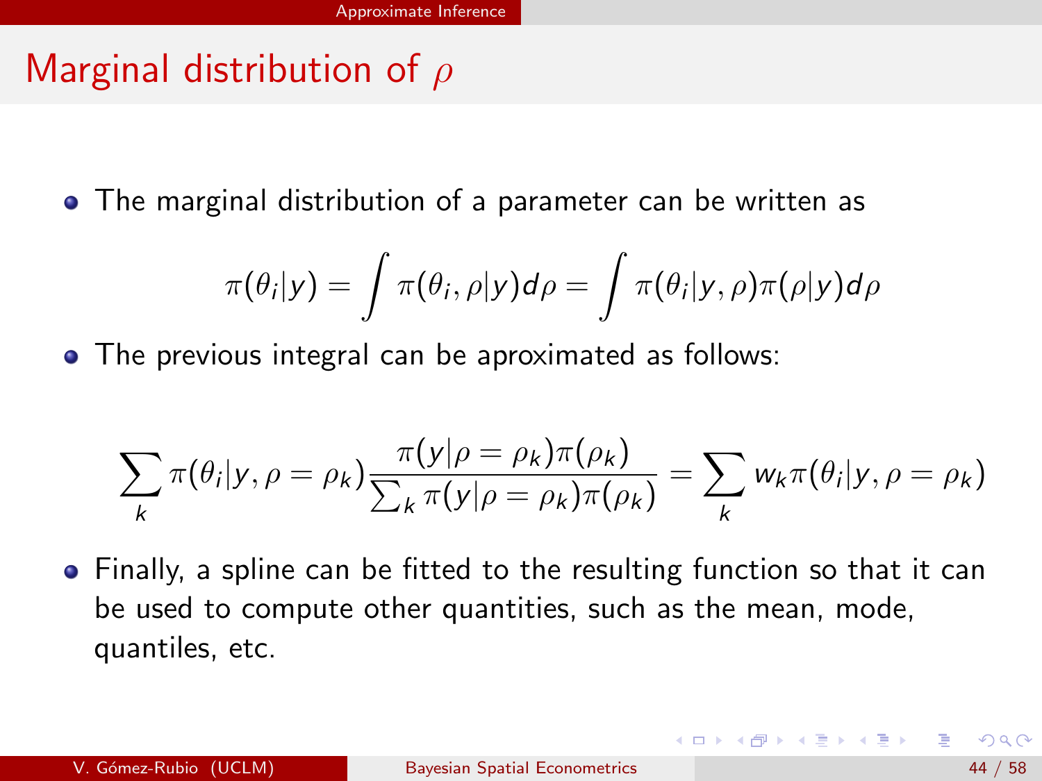# Marginal distribution of $\rho$

- The marginal distribution of a parameter can be written as

$$\pi(\theta_i|y) = \int \pi(\theta_i, \rho|y) d\rho = \int \pi(\theta_i|y, \rho)\pi(\rho|y) d\rho$$

- The previous integral can be aproximated as follows:

$$\sum_k \pi(\theta_i|y, \rho = \rho_k) \frac{\pi(y|\rho = \rho_k)\pi(\rho_k)}{\sum_k \pi(y|\rho = \rho_k)\pi(\rho_k)} = \sum_k w_k \pi(\theta_i|y, \rho = \rho_k)$$

- Finally, a spline can be fitted to the resulting function so that it can be used to compute other quantities, such as the mean, mode, quantiles, etc.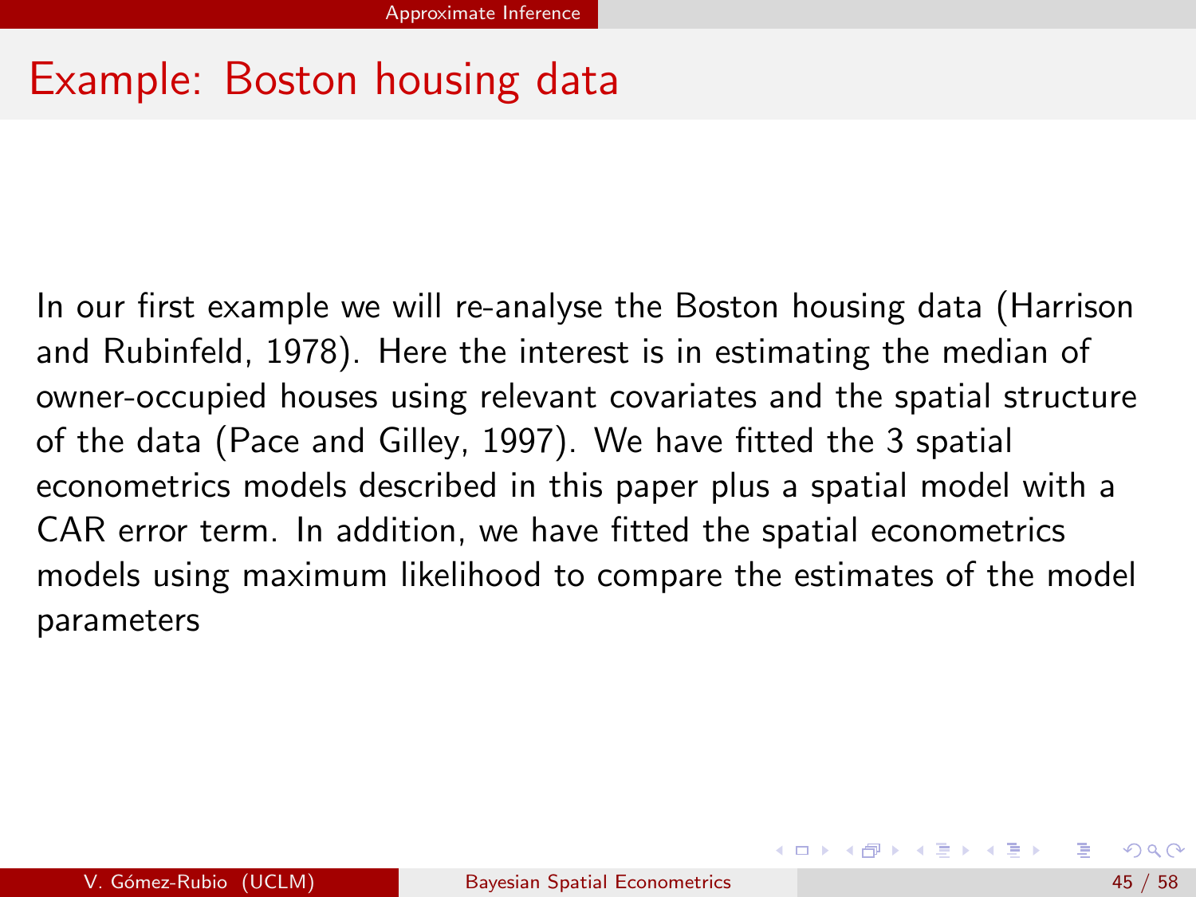## Example: Boston housing data

In our first example we will re-analyse the Boston housing data (Harrison and Rubinfeld, 1978). Here the interest is in estimating the median of owner-occupied houses using relevant covariates and the spatial structure of the data (Pace and Gilley, 1997). We have fitted the 3 spatial econometrics models described in this paper plus a spatial model with a CAR error term. In addition, we have fitted the spatial econometrics models using maximum likelihood to compare the estimates of the model parameters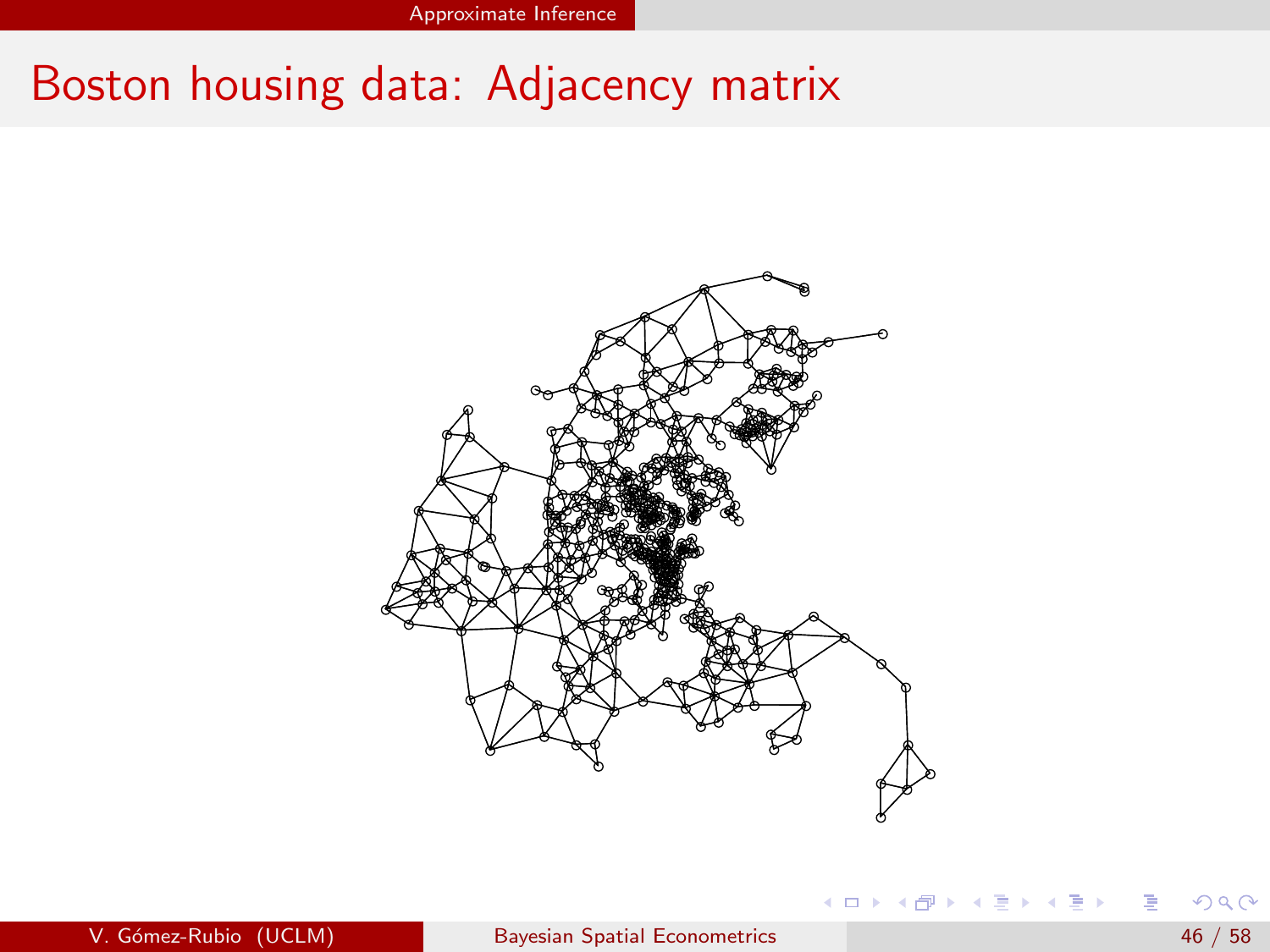# Boston housing data: Adjacency matrix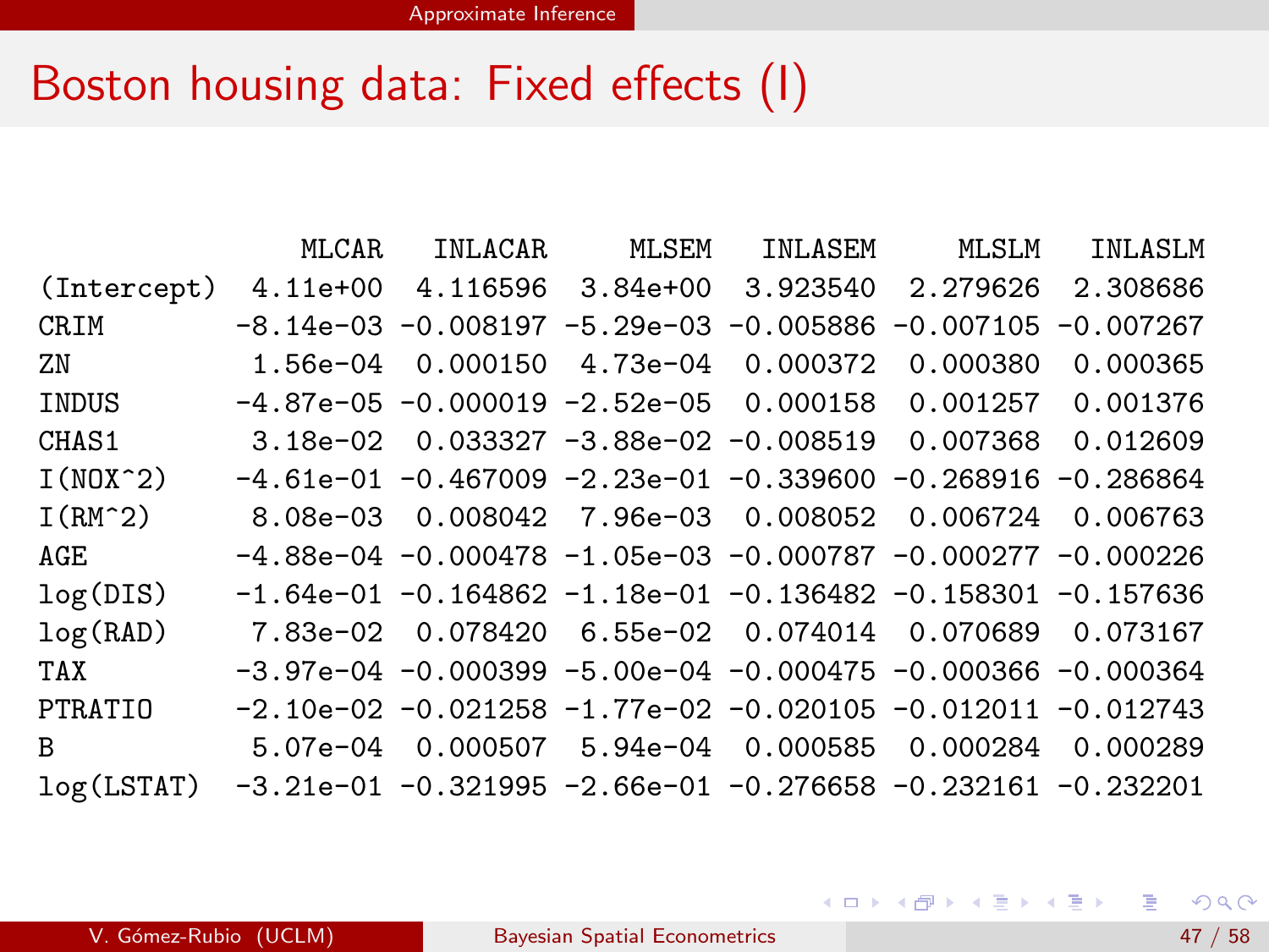# Boston housing data: Fixed effects (I)

| | MLCAR | INLACAR | MLSEM | INLASEM | MLSLM | INLASLM |
|---|---|---|---|---|---|---|
| (Intercept) | 4.11e+00 | 4.116596 | 3.84e+00 | 3.923540 | 2.279626 | 2.308686 |
| CRIM | -8.14e-03 | -0.008197 | -5.29e-03 | -0.005886 | -0.007105 | -0.007267 |
| ZN | 1.56e-04 | 0.000150 | 4.73e-04 | 0.000372 | 0.000380 | 0.000365 |
| INDUS | -4.87e-05 | -0.000019 | -2.52e-05 | 0.000158 | 0.001257 | 0.001376 |
| CHAS1 | 3.18e-02 | 0.033327 | -3.88e-02 | -0.008519 | 0.007368 | 0.012609 |
| I(NOX^2) | -4.61e-01 | -0.467009 | -2.23e-01 | -0.339600 | -0.268916 | -0.286864 |
| I(RM^2) | 8.08e-03 | 0.008042 | 7.96e-03 | 0.008052 | 0.006724 | 0.006763 |
| AGE | -4.88e-04 | -0.000478 | -1.05e-03 | -0.000787 | -0.000277 | -0.000226 |
| log(DIS) | -1.64e-01 | -0.164862 | -1.18e-01 | -0.136482 | -0.158301 | -0.157636 |
| log(RAD) | 7.83e-02 | 0.078420 | 6.55e-02 | 0.074014 | 0.070689 | 0.073167 |
| TAX | -3.97e-04 | -0.000399 | -5.00e-04 | -0.000475 | -0.000366 | -0.000364 |
| PTRATIO | -2.10e-02 | -0.021258 | -1.77e-02 | -0.020105 | -0.012011 | -0.012743 |
| B | 5.07e-04 | 0.000507 | 5.94e-04 | 0.000585 | 0.000284 | 0.000289 |
| log(LSTAT) | -3.21e-01 | -0.321995 | -2.66e-01 | -0.276658 | -0.232161 | -0.232201 |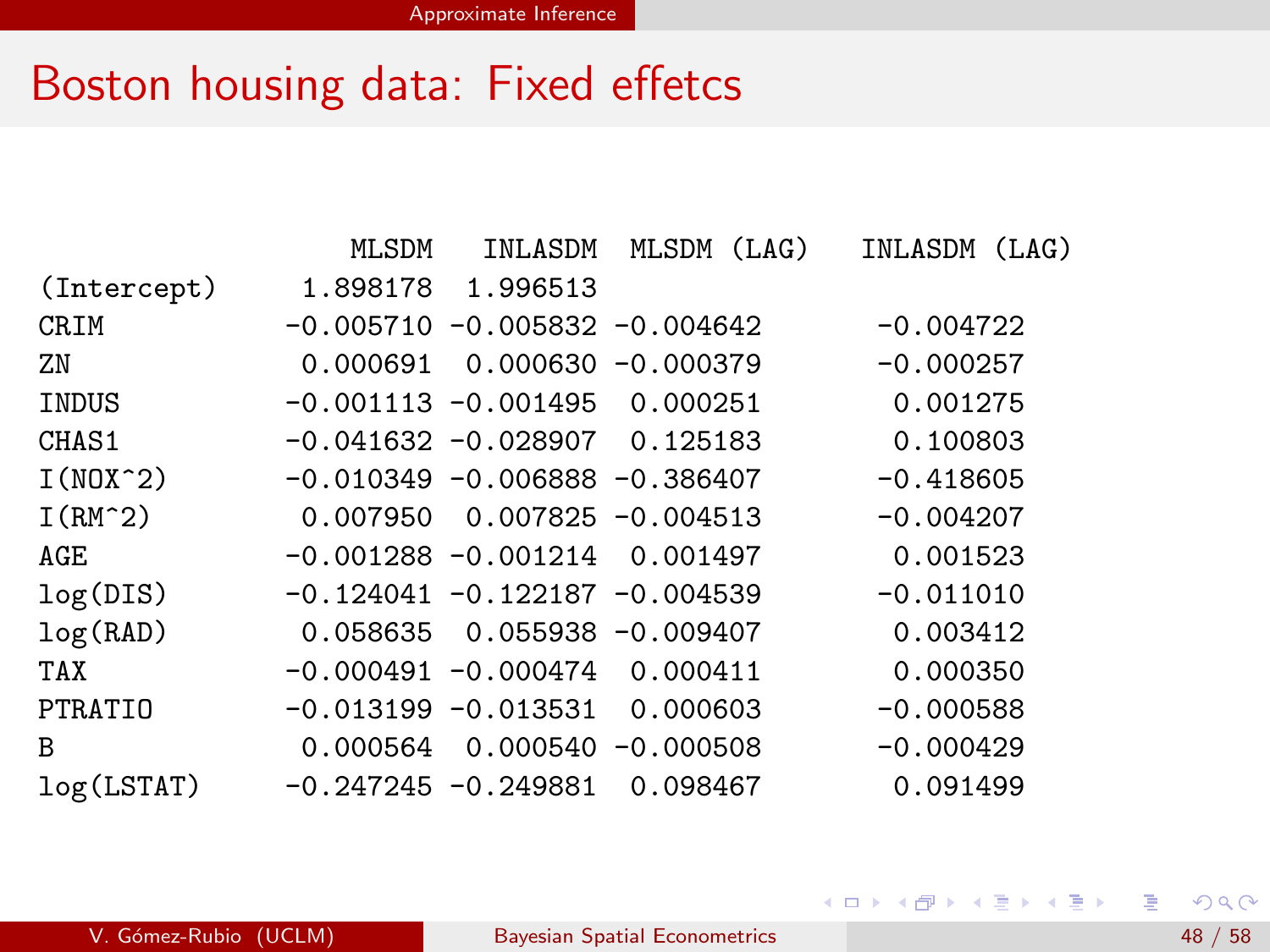# Boston housing data: Fixed effetcs

| | MLSDM | INLASDM | MLSDM (LAG) | INLASDM (LAG) |
|---|---|---|---|---|
| (Intercept) | 1.898178 | 1.996513 | | |
| CRIM | -0.005710 | -0.005832 | -0.004642 | -0.004722 |
| ZN | 0.000691 | 0.000630 | -0.000379 | -0.000257 |
| INDUS | -0.001113 | -0.001495 | 0.000251 | 0.001275 |
| CHAS1 | -0.041632 | -0.028907 | 0.125183 | 0.100803 |
| I(NOX^2) | -0.010349 | -0.006888 | -0.386407 | -0.418605 |
| I(RM^2) | 0.007950 | 0.007825 | -0.004513 | -0.004207 |
| AGE | -0.001288 | -0.001214 | 0.001497 | 0.001523 |
| log(DIS) | -0.124041 | -0.122187 | -0.004539 | -0.011010 |
| log(RAD) | 0.058635 | 0.055938 | -0.009407 | 0.003412 |
| TAX | -0.000491 | -0.000474 | 0.000411 | 0.000350 |
| PTRATIO | -0.013199 | -0.013531 | 0.000603 | -0.000588 |
| B | 0.000564 | 0.000540 | -0.000508 | -0.000429 |
| log(LSTAT) | -0.247245 | -0.249881 | 0.098467 | 0.091499 |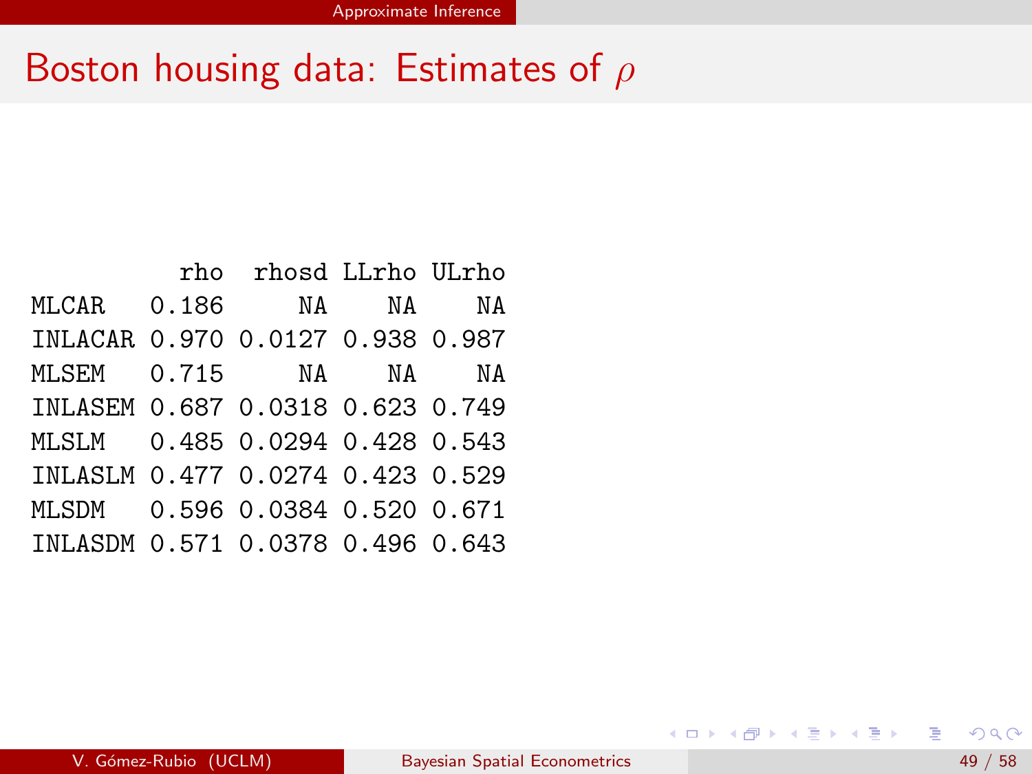# Boston housing data: Estimates of $\rho$

| | rho | rhosd | LLrho | ULrho |
|---|---|---|---|---|
| MLCAR | 0.186 | NA | NA | NA |
| INLACAR | 0.970 | 0.0127 | 0.938 | 0.987 |
| MLSEM | 0.715 | NA | NA | NA |
| INLASEM | 0.687 | 0.0318 | 0.623 | 0.749 |
| MLSLM | 0.485 | 0.0294 | 0.428 | 0.543 |
| INLASLM | 0.477 | 0.0274 | 0.423 | 0.529 |
| MLSDM | 0.596 | 0.0384 | 0.520 | 0.671 |
| INLASDM | 0.571 | 0.0378 | 0.496 | 0.643 |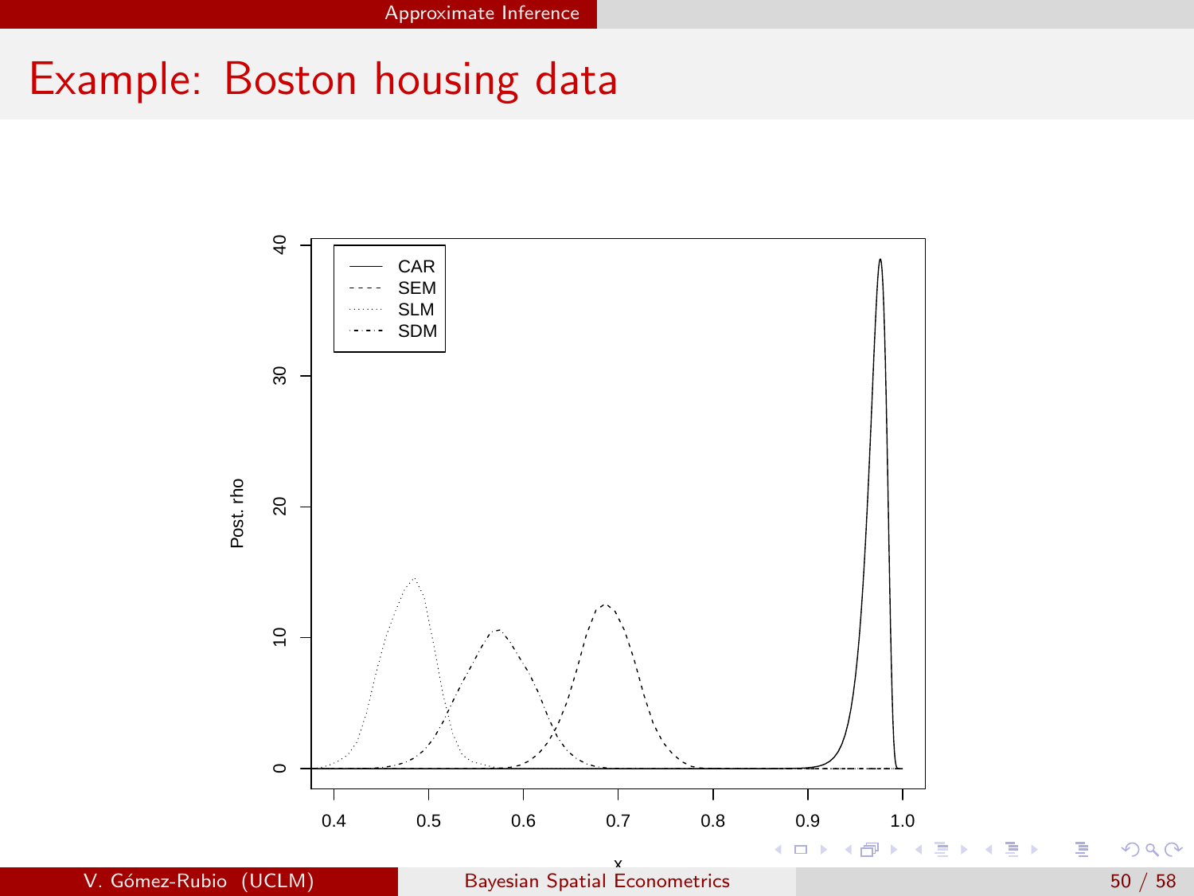# Example: Boston housing data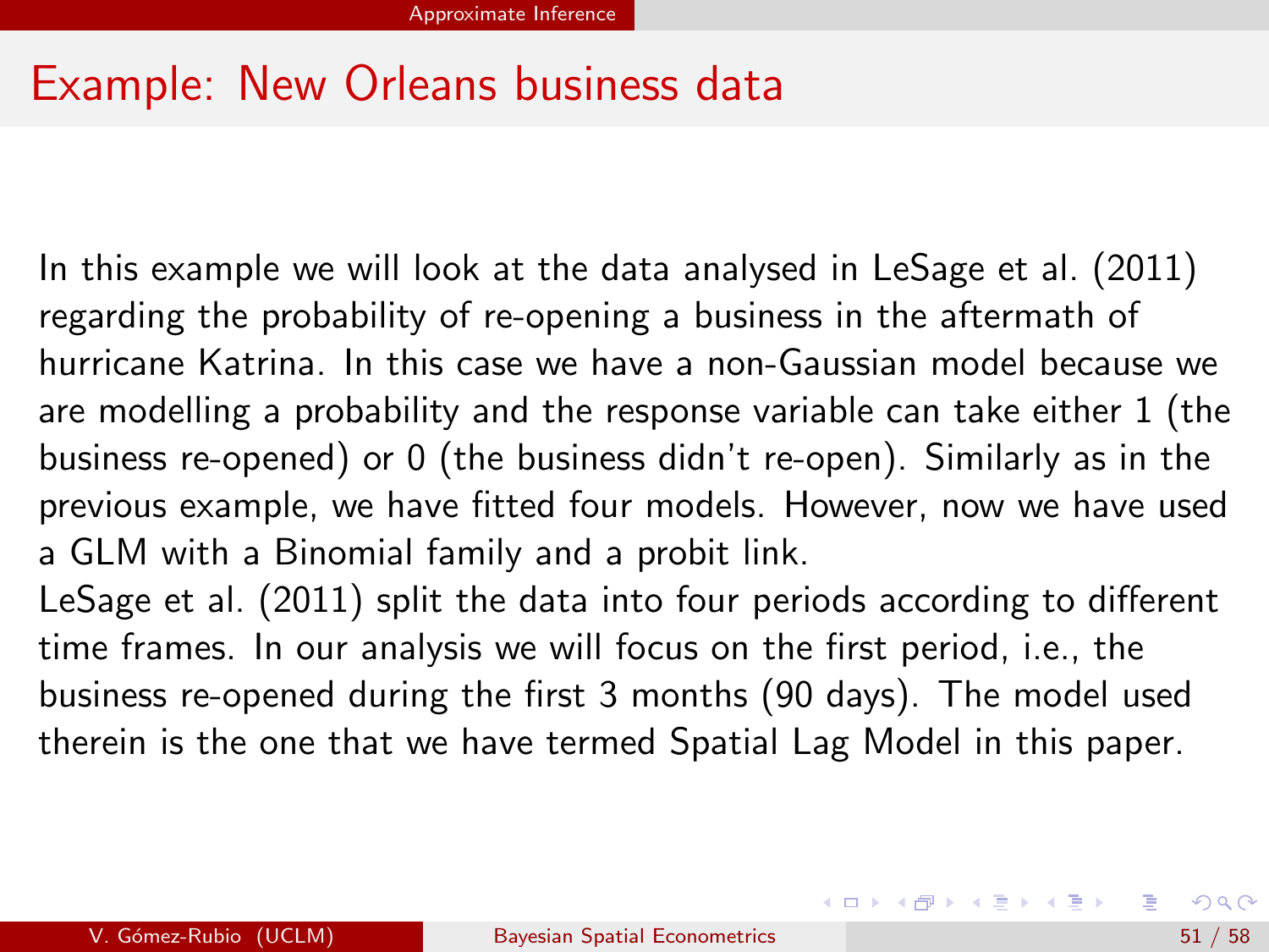# Example: New Orleans business data

In this example we will look at the data analysed in LeSage et al. (2011) regarding the probability of re-opening a business in the aftermath of hurricane Katrina. In this case we have a non-Gaussian model because we are modelling a probability and the response variable can take either 1 (the business re-opened) or 0 (the business didn't re-open). Similarly as in the previous example, we have fitted four models. However, now we have used a GLM with a Binomial family and a probit link.

LeSage et al. (2011) split the data into four periods according to different time frames. In our analysis we will focus on the first period, i.e., the business re-opened during the first 3 months (90 days). The model used therein is the one that we have termed Spatial Lag Model in this paper.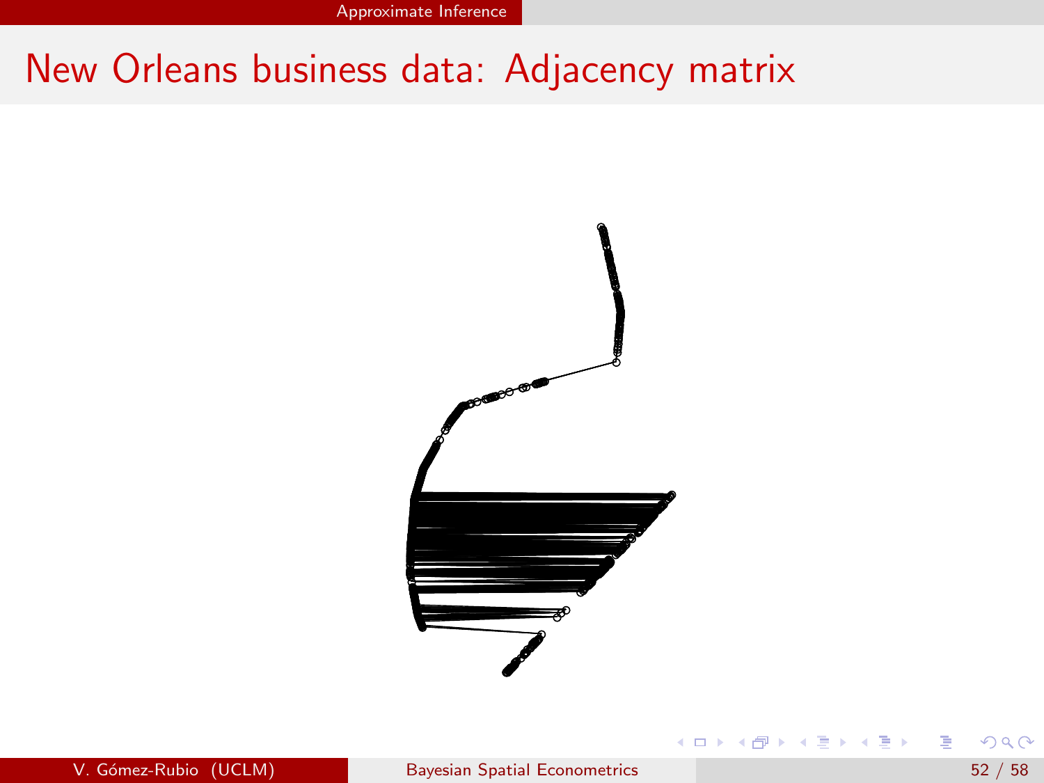# New Orleans business data: Adjacency matrix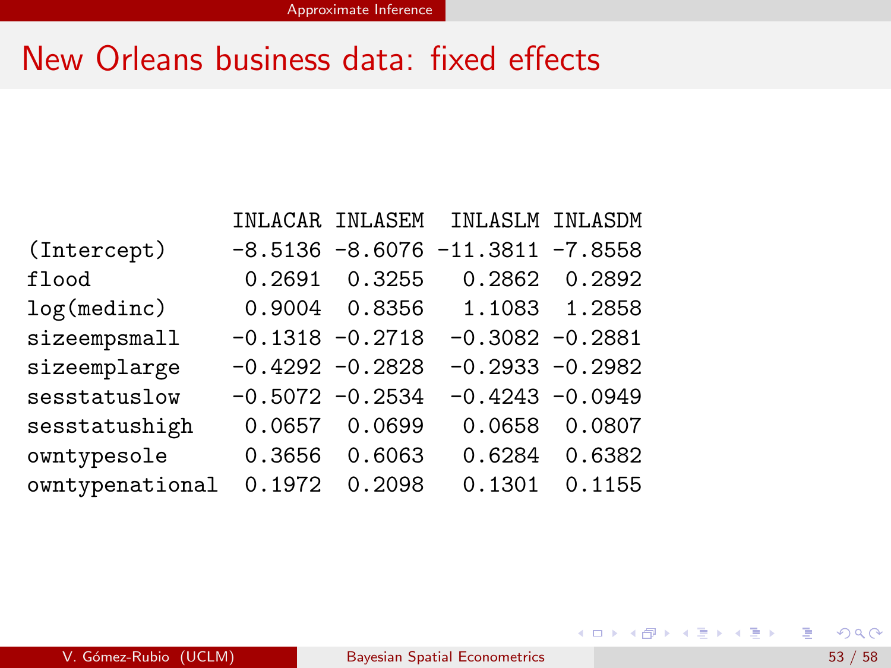# New Orleans business data: fixed effects

| | INLACAR | INLASEM | INLASLM | INLASDM |
|---|---|---|---|---|
| (Intercept) | -8.5136 | -8.6076 | -11.3811 | -7.8558 |
| flood | 0.2691 | 0.3255 | 0.2862 | 0.2892 |
| log(medinc) | 0.9004 | 0.8356 | 1.1083 | 1.2858 |
| sizeempsmall | -0.1318 | -0.2718 | -0.3082 | -0.2881 |
| sizeemplarge | -0.4292 | -0.2828 | -0.2933 | -0.2982 |
| sesstatuslow | -0.5072 | -0.2534 | -0.4243 | -0.0949 |
| sesstatushigh | 0.0657 | 0.0699 | 0.0658 | 0.0807 |
| owntypesole | 0.3656 | 0.6063 | 0.6284 | 0.6382 |
| owntypenational | 0.1972 | 0.2098 | 0.1301 | 0.1155 |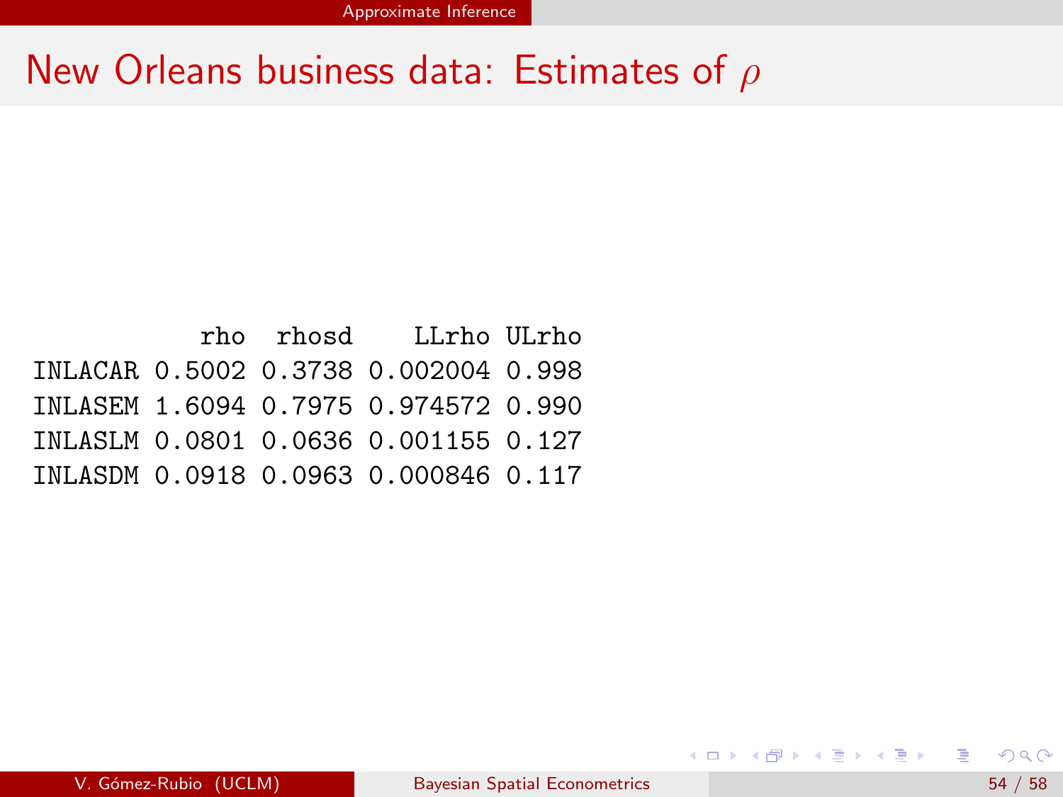# New Orleans business data: Estimates of $\rho$

| | rho | rhosd | LLrho | ULrho |
|---|---|---|---|---|
| INLACAR | 0.5002 | 0.3738 | 0.002004 | 0.998 |
| INLASEM | 1.6094 | 0.7975 | 0.974572 | 0.990 |
| INLASLM | 0.0801 | 0.0636 | 0.001155 | 0.127 |
| INLASDM | 0.0918 | 0.0963 | 0.000846 | 0.117 |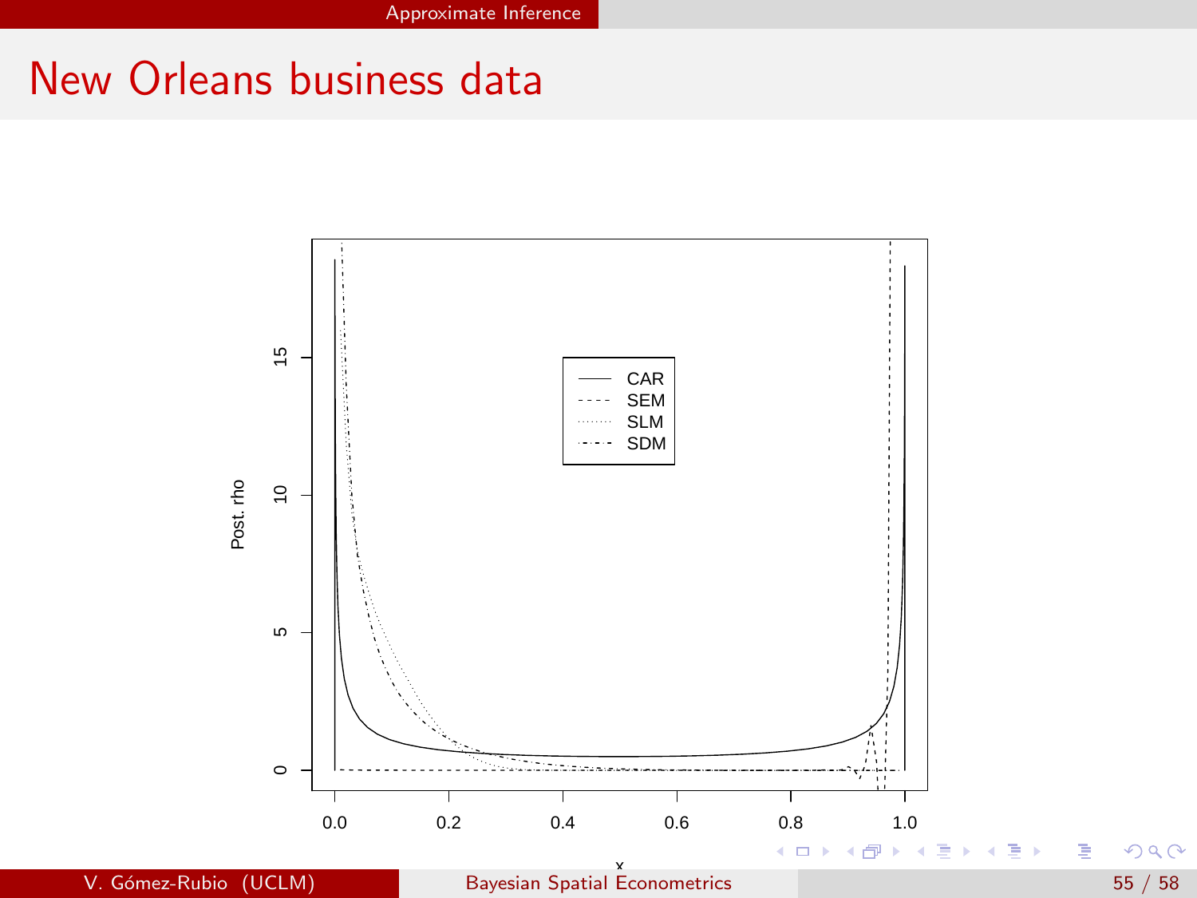# New Orleans business data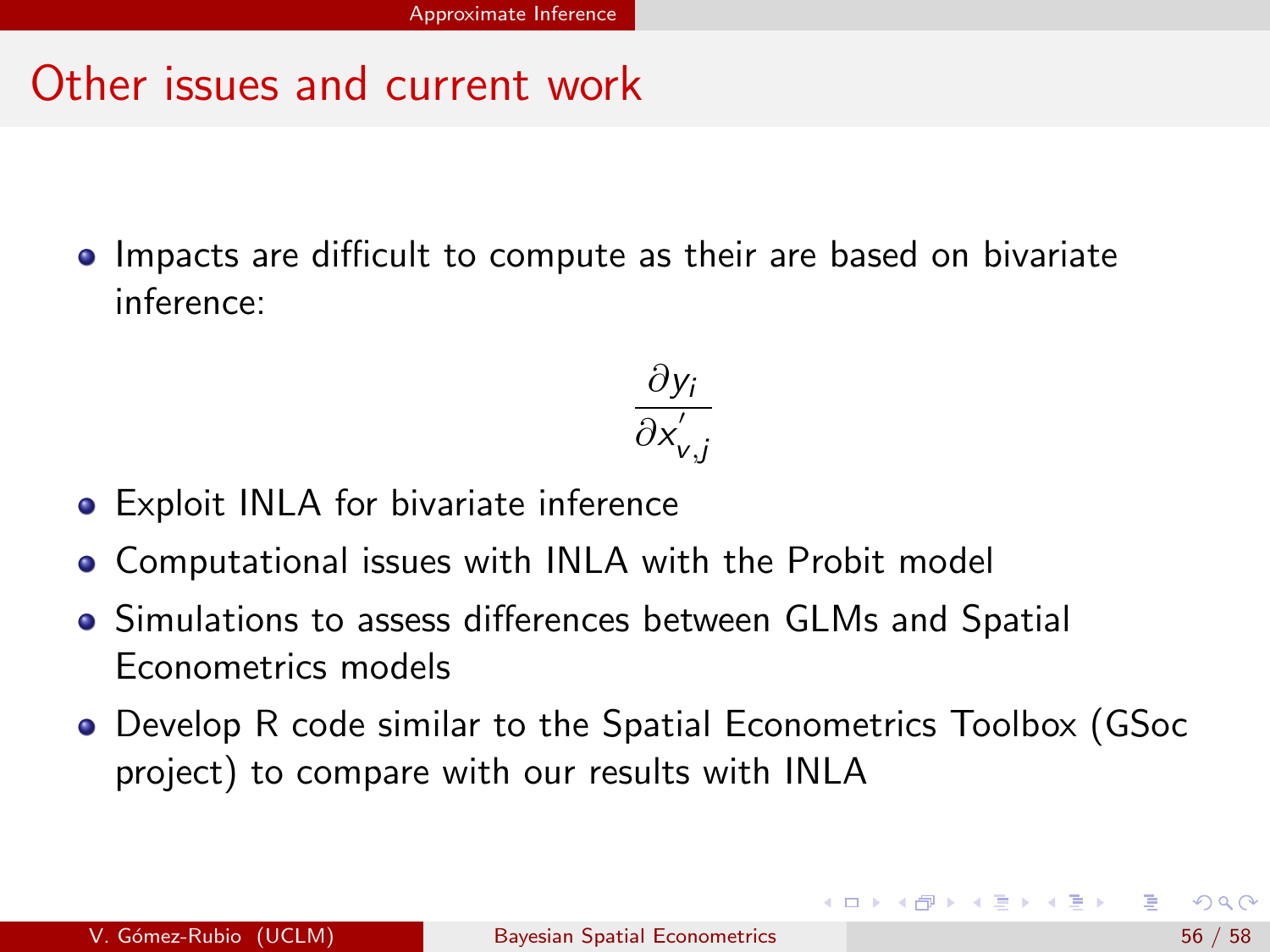## Other issues and current work

- Impacts are difficult to compute as their are based on bivariate inference:

$$\frac{\partial y_i}{\partial x'_{v,j}}$$

- Exploit INLA for bivariate inference
- Computational issues with INLA with the Probit model
- Simulations to assess differences between GLMs and Spatial Econometrics models
- Develop R code similar to the Spatial Econometrics Toolbox (GSoc project) to compare with our results with INLA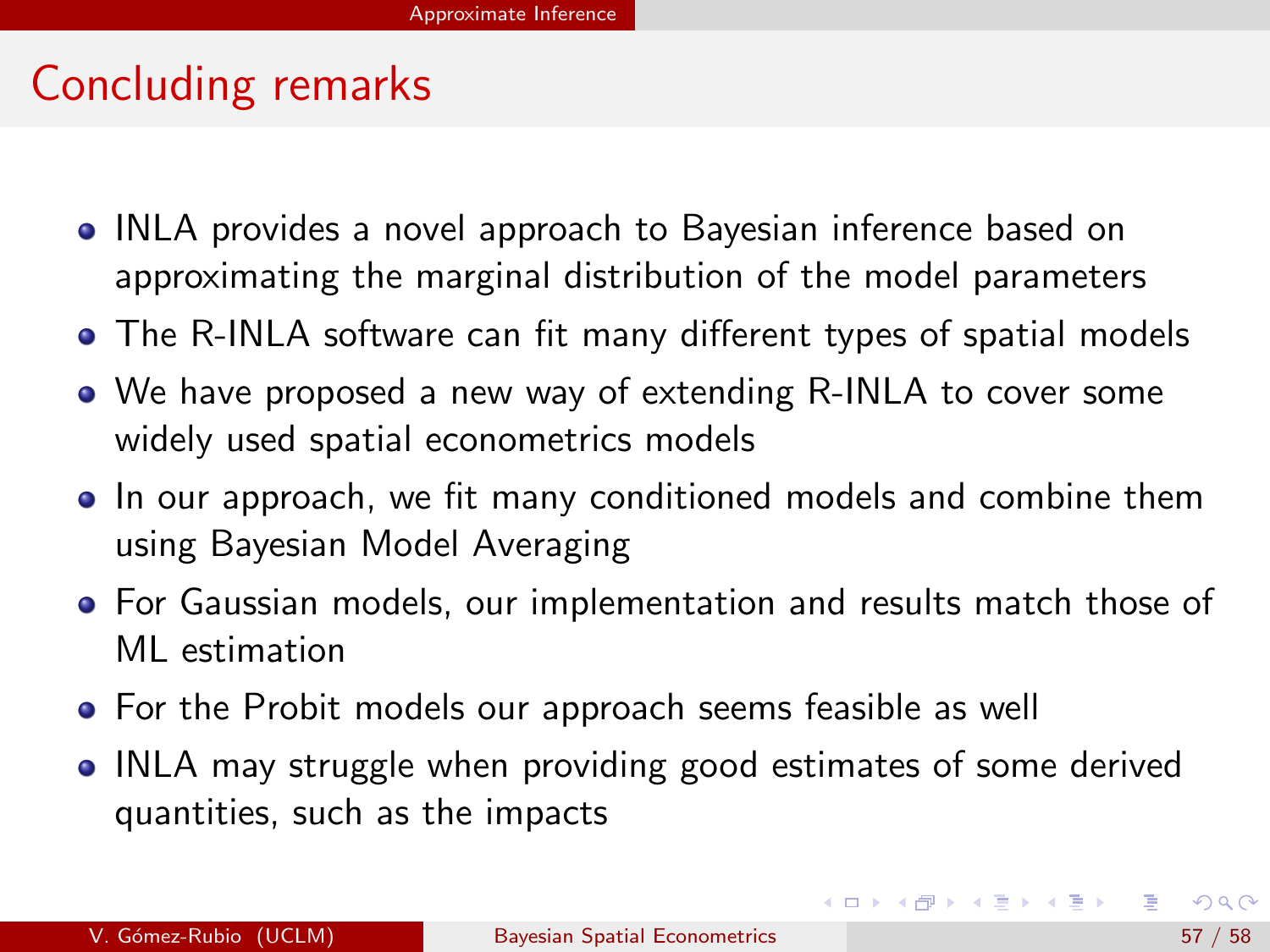## Concluding remarks

- INLA provides a novel approach to Bayesian inference based on approximating the marginal distribution of the model parameters
- The R-INLA software can fit many different types of spatial models
- We have proposed a new way of extending R-INLA to cover some widely used spatial econometrics models
- In our approach, we fit many conditioned models and combine them using Bayesian Model Averaging
- For Gaussian models, our implementation and results match those of ML estimation
- For the Probit models our approach seems feasible as well
- INLA may struggle when providing good estimates of some derived quantities, such as the impacts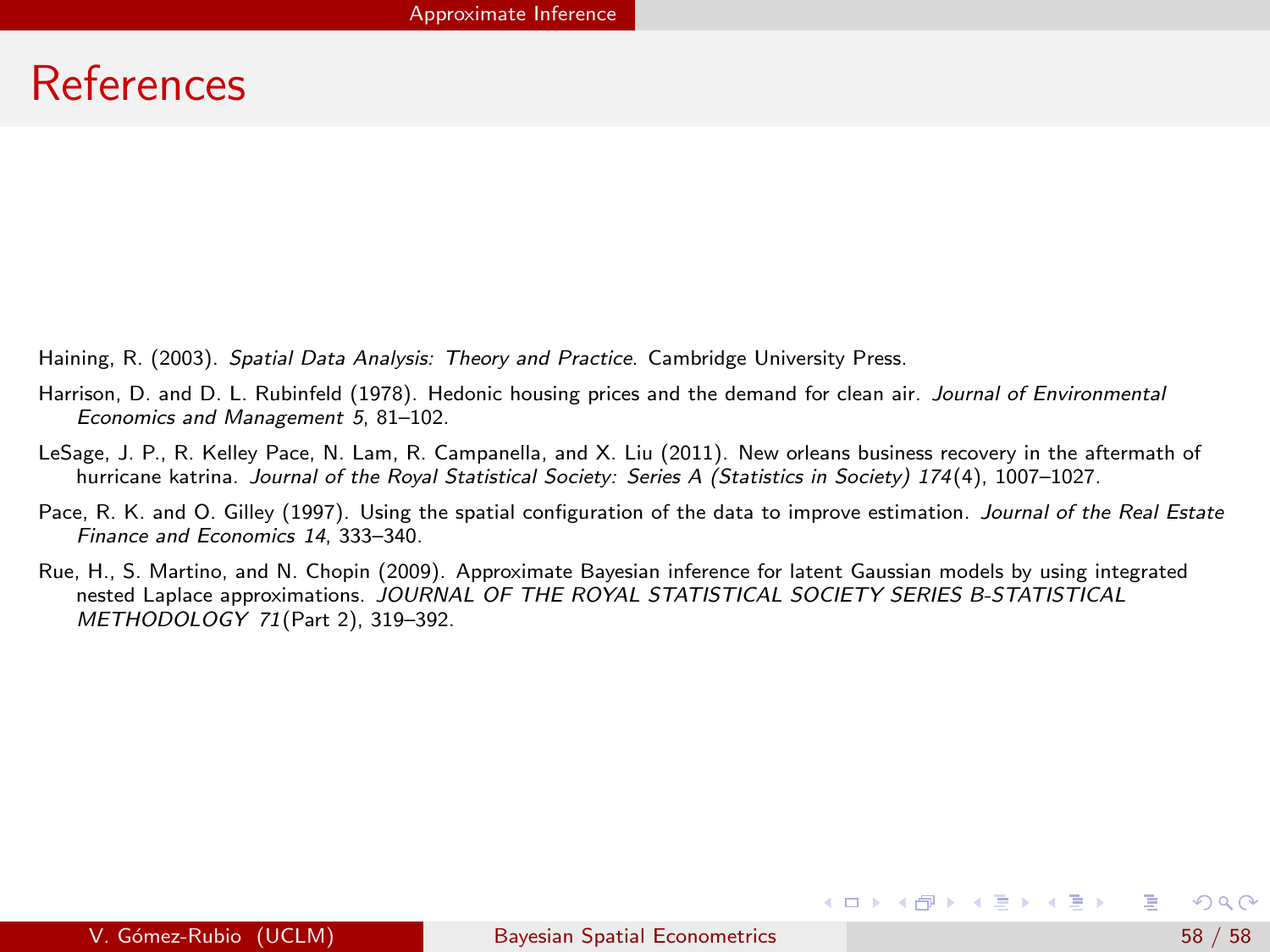# References

Haining, R. (2003). *Spatial Data Analysis: Theory and Practice*. Cambridge University Press.

Harrison, D. and D. L. Rubinfeld (1978). Hedonic housing prices and the demand for clean air. *Journal of Environmental Economics and Management 5*, 81–102.

LeSage, J. P., R. Kelley Pace, N. Lam, R. Campanella, and X. Liu (2011). New orleans business recovery in the aftermath of hurricane katrina. *Journal of the Royal Statistical Society: Series A (Statistics in Society) 174*(4), 1007–1027.

Pace, R. K. and O. Gilley (1997). Using the spatial configuration of the data to improve estimation. *Journal of the Real Estate Finance and Economics 14*, 333–340.

Rue, H., S. Martino, and N. Chopin (2009). Approximate Bayesian inference for latent Gaussian models by using integrated nested Laplace approximations. *JOURNAL OF THE ROYAL STATISTICAL SOCIETY SERIES B-STATISTICAL METHODOLOGY 71*(Part 2), 319–392.